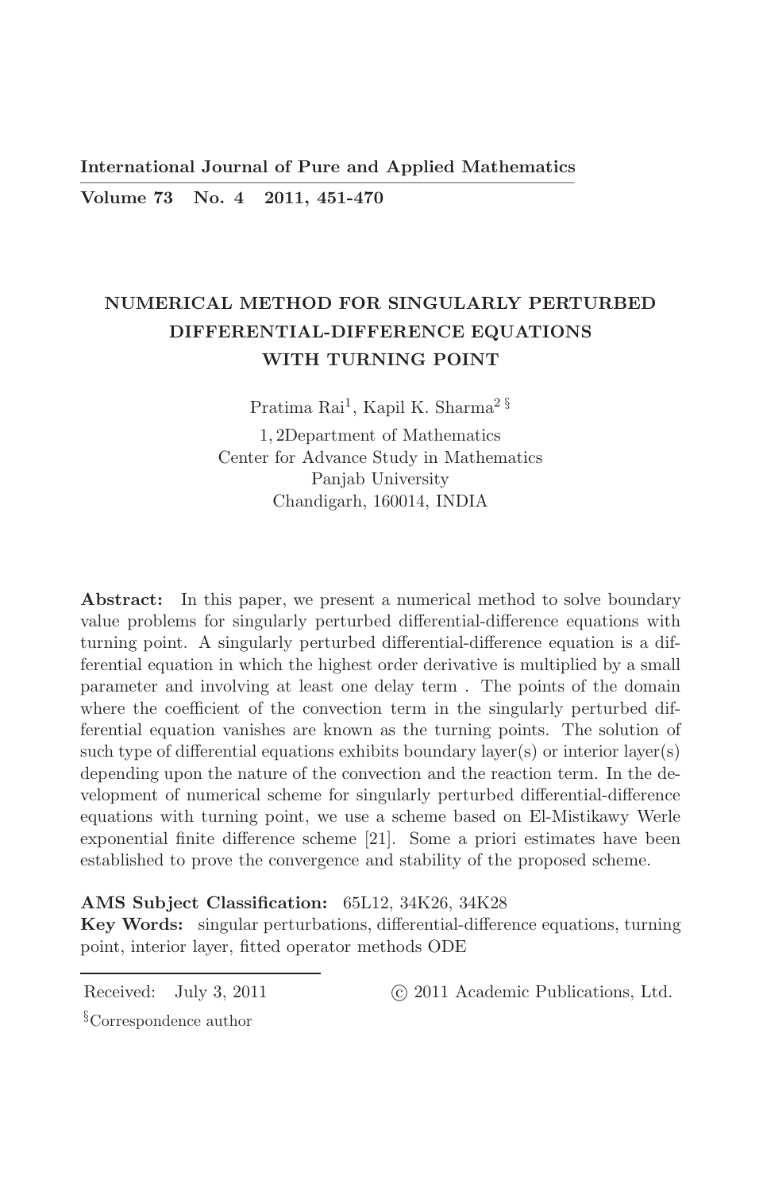# NUMERICAL METHOD FOR SINGULARLY PERTURBED DIFFERENTIAL-DIFFERENCE EQUATIONS WITH TURNING POINT

Pratima Rai[1], Kapil K. Sharma[2 §]

1, 2Department of Mathematics
Center for Advance Study in Mathematics
Panjab University
Chandigarh, 160014, INDIA

**Abstract:** In this paper, we present a numerical method to solve boundary value problems for singularly perturbed differential-difference equations with turning point. A singularly perturbed differential-difference equation is a differential equation in which the highest order derivative is multiplied by a small parameter and involving at least one delay term . The points of the domain where the coefficient of the convection term in the singularly perturbed differential equation vanishes are known as the turning points. The solution of such type of differential equations exhibits boundary layer(s) or interior layer(s) depending upon the nature of the convection and the reaction term. In the development of numerical scheme for singularly perturbed differential-difference equations with turning point, we use a scheme based on El-Mistikawy Werle exponential finite difference scheme [21]. Some a priori estimates have been established to prove the convergence and stability of the proposed scheme.

**AMS Subject Classification:** 65L12, 34K26, 34K28

**Key Words:** singular perturbations, differential-difference equations, turning point, interior layer, fitted operator methods ODE

Received: July 3, 2011 © 2011 Academic Publications, Ltd.

§Correspondence author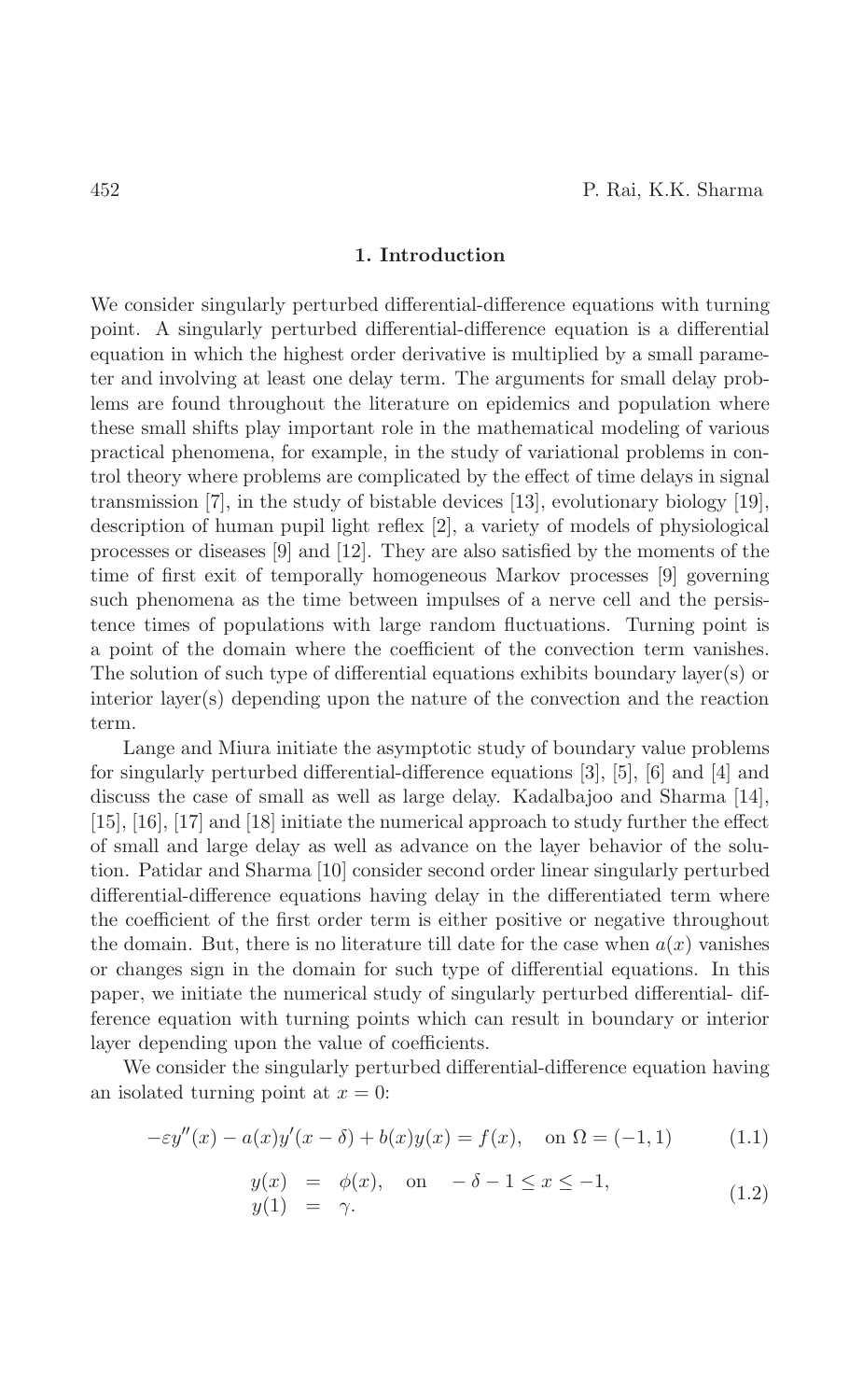## 1. Introduction

We consider singularly perturbed differential-difference equations with turning point. A singularly perturbed differential-difference equation is a differential equation in which the highest order derivative is multiplied by a small parameter and involving at least one delay term. The arguments for small delay problems are found throughout the literature on epidemics and population where these small shifts play important role in the mathematical modeling of various practical phenomena, for example, in the study of variational problems in control theory where problems are complicated by the effect of time delays in signal transmission [7], in the study of bistable devices [13], evolutionary biology [19], description of human pupil light reflex [2], a variety of models of physiological processes or diseases [9] and [12]. They are also satisfied by the moments of the time of first exit of temporally homogeneous Markov processes [9] governing such phenomena as the time between impulses of a nerve cell and the persistence times of populations with large random fluctuations. Turning point is a point of the domain where the coefficient of the convection term vanishes. The solution of such type of differential equations exhibits boundary layer(s) or interior layer(s) depending upon the nature of the convection and the reaction term.

Lange and Miura initiate the asymptotic study of boundary value problems for singularly perturbed differential-difference equations [3], [5], [6] and [4] and discuss the case of small as well as large delay. Kadalbajoo and Sharma [14], [15], [16], [17] and [18] initiate the numerical approach to study further the effect of small and large delay as well as advance on the layer behavior of the solution. Patidar and Sharma [10] consider second order linear singularly perturbed differential-difference equations having delay in the differentiated term where the coefficient of the first order term is either positive or negative throughout the domain. But, there is no literature till date for the case when $a(x)$ vanishes or changes sign in the domain for such type of differential equations. In this paper, we initiate the numerical study of singularly perturbed differential- difference equation with turning points which can result in boundary or interior layer depending upon the value of coefficients.

We consider the singularly perturbed differential-difference equation having an isolated turning point at $x = 0$:

$$-\varepsilon y''(x) - a(x)y'(x-\delta) + b(x)y(x) = f(x), \quad \text{on } \Omega = (-1, 1) \tag{1.1}$$

$$\begin{aligned} y(x) &= \phi(x), \quad \text{on} \quad -\delta - 1 \le x \le -1, \\ y(1) &= \gamma. \end{aligned} \tag{1.2}$$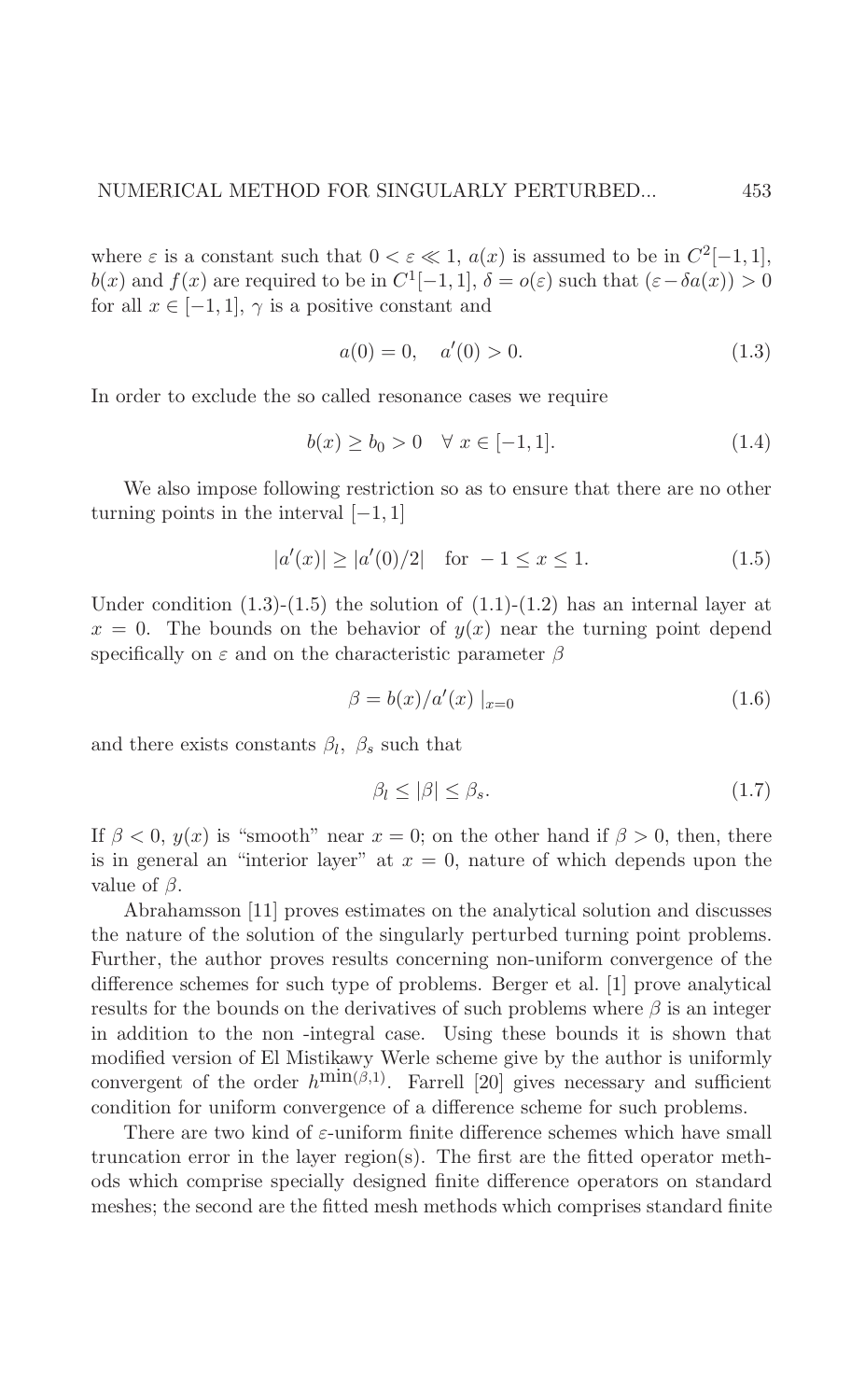where $\varepsilon$ is a constant such that $0 < \varepsilon \ll 1$, $a(x)$ is assumed to be in $C^2[-1,1]$, $b(x)$ and $f(x)$ are required to be in $C^1[-1,1]$, $\delta = o(\varepsilon)$ such that $(\varepsilon - \delta a(x)) > 0$ for all $x \in [-1,1]$, $\gamma$ is a positive constant and

$$a(0) = 0, \quad a'(0) > 0. \tag{1.3}$$

In order to exclude the so called resonance cases we require

$$b(x) \geq b_0 > 0 \quad \forall\; x \in [-1,1]. \tag{1.4}$$

We also impose following restriction so as to ensure that there are no other turning points in the interval $[-1,1]$

$$|a'(x)| \geq |a'(0)/2| \quad \text{for } -1 \leq x \leq 1. \tag{1.5}$$

Under condition (1.3)-(1.5) the solution of (1.1)-(1.2) has an internal layer at $x = 0$. The bounds on the behavior of $y(x)$ near the turning point depend specifically on $\varepsilon$ and on the characteristic parameter $\beta$

$$\beta = b(x)/a'(x)\mid_{x=0} \tag{1.6}$$

and there exists constants $\beta_l$, $\beta_s$ such that

$$\beta_l \leq |\beta| \leq \beta_s. \tag{1.7}$$

If $\beta < 0$, $y(x)$ is "smooth" near $x = 0$; on the other hand if $\beta > 0$, then, there is in general an "interior layer" at $x = 0$, nature of which depends upon the value of $\beta$.

Abrahamsson [11] proves estimates on the analytical solution and discusses the nature of the solution of the singularly perturbed turning point problems. Further, the author proves results concerning non-uniform convergence of the difference schemes for such type of problems. Berger et al. [1] prove analytical results for the bounds on the derivatives of such problems where $\beta$ is an integer in addition to the non -integral case. Using these bounds it is shown that modified version of El Mistikawy Werle scheme give by the author is uniformly convergent of the order $h^{\min(\beta,1)}$. Farrell [20] gives necessary and sufficient condition for uniform convergence of a difference scheme for such problems.

There are two kind of $\varepsilon$-uniform finite difference schemes which have small truncation error in the layer region(s). The first are the fitted operator methods which comprise specially designed finite difference operators on standard meshes; the second are the fitted mesh methods which comprises standard finite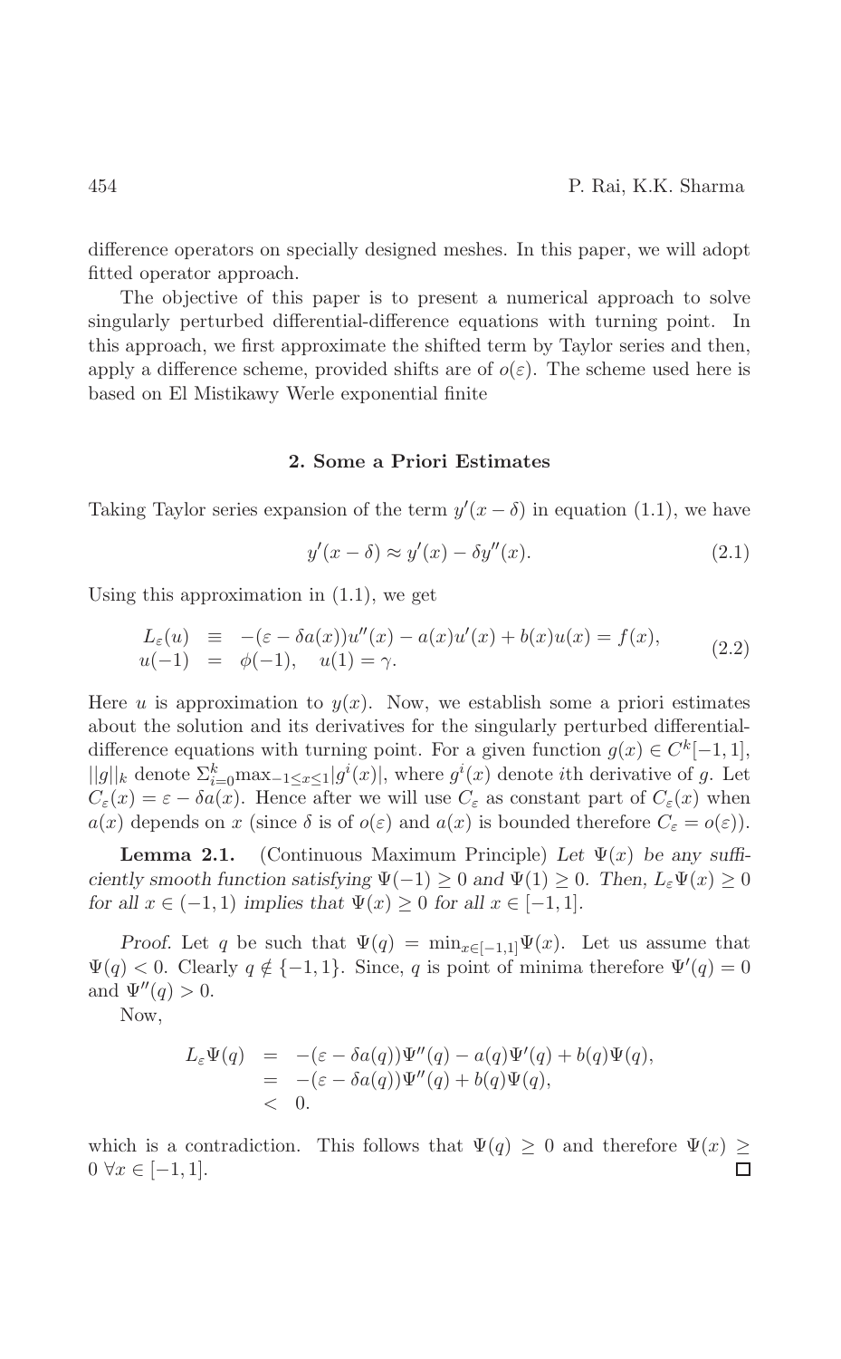difference operators on specially designed meshes. In this paper, we will adopt fitted operator approach.

The objective of this paper is to present a numerical approach to solve singularly perturbed differential-difference equations with turning point. In this approach, we first approximate the shifted term by Taylor series and then, apply a difference scheme, provided shifts are of $o(\varepsilon)$. The scheme used here is based on El Mistikawy Werle exponential finite

## 2. Some a Priori Estimates

Taking Taylor series expansion of the term $y'(x-\delta)$ in equation (1.1), we have

$$y'(x-\delta) \approx y'(x) - \delta y''(x). \tag{2.1}$$

Using this approximation in (1.1), we get

$$\begin{aligned} L_\varepsilon(u) &\equiv -(\varepsilon - \delta a(x))u''(x) - a(x)u'(x) + b(x)u(x) = f(x), \\ u(-1) &= \phi(-1), \quad u(1) = \gamma. \end{aligned} \tag{2.2}$$

Here $u$ is approximation to $y(x)$. Now, we establish some a priori estimates about the solution and its derivatives for the singularly perturbed differential-difference equations with turning point. For a given function $g(x) \in C^k[-1,1]$, $||g||_k$ denote $\Sigma_{i=0}^k \max_{-1\leq x\leq 1}|g^i(x)|$, where $g^i(x)$ denote $i$th derivative of $g$. Let $C_\varepsilon(x) = \varepsilon - \delta a(x)$. Hence after we will use $C_\varepsilon$ as constant part of $C_\varepsilon(x)$ when $a(x)$ depends on $x$ (since $\delta$ is of $o(\varepsilon)$ and $a(x)$ is bounded therefore $C_\varepsilon = o(\varepsilon)$).

**Lemma 2.1.** (Continuous Maximum Principle) *Let $\Psi(x)$ be any sufficiently smooth function satisfying $\Psi(-1) \geq 0$ and $\Psi(1) \geq 0$. Then, $L_\varepsilon\Psi(x) \geq 0$ for all $x \in (-1,1)$ implies that $\Psi(x) \geq 0$ for all $x \in [-1,1]$.*

*Proof.* Let $q$ be such that $\Psi(q) = \min_{x\in[-1,1]}\Psi(x)$. Let us assume that $\Psi(q) < 0$. Clearly $q \notin \{-1,1\}$. Since, $q$ is point of minima therefore $\Psi'(q) = 0$ and $\Psi''(q) > 0$.

Now,

$$\begin{aligned} L_\varepsilon\Psi(q) &= -(\varepsilon - \delta a(q))\Psi''(q) - a(q)\Psi'(q) + b(q)\Psi(q), \\ &= -(\varepsilon - \delta a(q))\Psi''(q) + b(q)\Psi(q), \\ &< 0. \end{aligned}$$

which is a contradiction. This follows that $\Psi(q) \geq 0$ and therefore $\Psi(x) \geq 0\ \forall x \in [-1,1]$. $\square$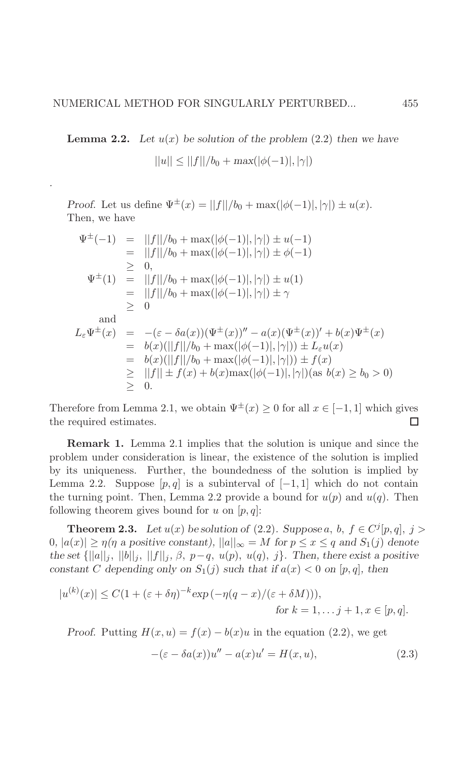**Lemma 2.2.** *Let $u(x)$ be solution of the problem* (2.2) *then we have*

$$||u|| \leq ||f||/b_0 + max(|\phi(-1)|, |\gamma|)$$

.

*Proof.* Let us define $\Psi^{\pm}(x) = ||f||/b_0 + \max(|\phi(-1)|, |\gamma|) \pm u(x)$.
Then, we have

$$
\begin{aligned}
\Psi^{\pm}(-1) &= ||f||/b_0 + \max(|\phi(-1)|, |\gamma|) \pm u(-1) \\
&= ||f||/b_0 + \max(|\phi(-1)|, |\gamma|) \pm \phi(-1) \\
&\geq 0, \\
\Psi^{\pm}(1) &= ||f||/b_0 + \max(|\phi(-1)|, |\gamma|) \pm u(1) \\
&= ||f||/b_0 + \max(|\phi(-1)|, |\gamma|) \pm \gamma \\
&\geq 0 \\
\text{and} & \\
L_\varepsilon \Psi^{\pm}(x) &= -(\varepsilon - \delta a(x))(\Psi^{\pm}(x))'' - a(x)(\Psi^{\pm}(x))' + b(x)\Psi^{\pm}(x) \\
&= b(x)(||f||/b_0 + \max(|\phi(-1)|, |\gamma|)) \pm L_\varepsilon u(x) \\
&= b(x)(||f||/b_0 + \max(|\phi(-1)|, |\gamma|)) \pm f(x) \\
&\geq ||f|| \pm f(x) + b(x)\max(|\phi(-1)|, |\gamma|) (\text{as } b(x) \geq b_0 > 0) \\
&\geq 0.
\end{aligned}
$$

Therefore from Lemma 2.1, we obtain $\Psi^{\pm}(x) \geq 0$ for all $x \in [-1, 1]$ which gives the required estimates. □

**Remark 1.** Lemma 2.1 implies that the solution is unique and since the problem under consideration is linear, the existence of the solution is implied by its uniqueness. Further, the boundedness of the solution is implied by Lemma 2.2. Suppose $[p, q]$ is a subinterval of $[-1, 1]$ which do not contain the turning point. Then, Lemma 2.2 provide a bound for $u(p)$ and $u(q)$. Then following theorem gives bound for $u$ on $[p, q]$:

**Theorem 2.3.** *Let $u(x)$ be solution of* (2.2). *Suppose $a$, $b$, $f \in C^j[p, q]$, $j > 0$, $|a(x)| \geq \eta$($\eta$ a positive constant), $||a||_\infty = M$ for $p \leq x \leq q$ and $S_1(j)$ denote the set $\{||a||_j, ||b||_j, ||f||_j, \beta, p-q, u(p), u(q), j\}$. Then, there exist a positive constant $C$ depending only on $S_1(j)$ such that if $a(x) < 0$ on $[p, q]$, then*

$$|u^{(k)}(x)| \leq C(1 + (\varepsilon + \delta\eta)^{-k} \exp(-\eta(q - x)/(\varepsilon + \delta M))),$$
$$\text{for } k = 1, \ldots j + 1, x \in [p, q].$$

*Proof.* Putting $H(x, u) = f(x) - b(x)u$ in the equation (2.2), we get

$$-(\varepsilon - \delta a(x))u'' - a(x)u' = H(x, u), \tag{2.3}$$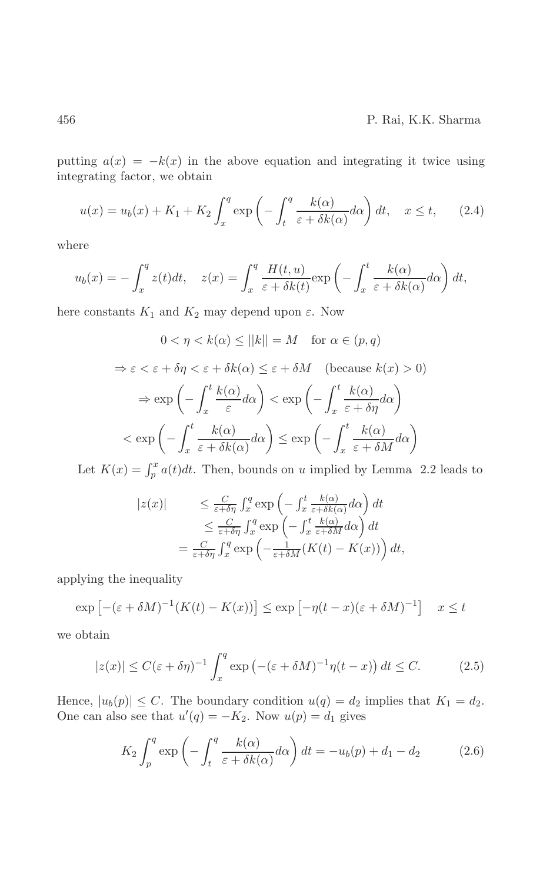putting $a(x) = -k(x)$ in the above equation and integrating it twice using integrating factor, we obtain

$$u(x) = u_b(x) + K_1 + K_2 \int_x^q \exp\left(-\int_t^q \frac{k(\alpha)}{\varepsilon + \delta k(\alpha)} d\alpha\right) dt, \quad x \leq t, \tag{2.4}$$

where

$$u_b(x) = -\int_x^q z(t)dt, \quad z(x) = \int_x^q \frac{H(t,u)}{\varepsilon + \delta k(t)} \exp\left(-\int_x^t \frac{k(\alpha)}{\varepsilon + \delta k(\alpha)} d\alpha\right) dt,$$

here constants $K_1$ and $K_2$ may depend upon $\varepsilon$. Now

$$0 < \eta < k(\alpha) \leq ||k|| = M \quad \text{for } \alpha \in (p,q)$$

$$\Rightarrow \varepsilon < \varepsilon + \delta\eta < \varepsilon + \delta k(\alpha) \leq \varepsilon + \delta M \quad (\text{because } k(x) > 0)$$

$$\Rightarrow \exp\left(-\int_x^t \frac{k(\alpha)}{\varepsilon} d\alpha\right) < \exp\left(-\int_x^t \frac{k(\alpha)}{\varepsilon + \delta\eta} d\alpha\right)$$

$$< \exp\left(-\int_x^t \frac{k(\alpha)}{\varepsilon + \delta k(\alpha)} d\alpha\right) \leq \exp\left(-\int_x^t \frac{k(\alpha)}{\varepsilon + \delta M} d\alpha\right)$$

Let $K(x) = \int_p^x a(t)dt$. Then, bounds on $u$ implied by Lemma 2.2 leads to

$$\begin{aligned} |z(x)| &\leq \frac{C}{\varepsilon + \delta\eta} \int_x^q \exp\left(-\int_x^t \frac{k(\alpha)}{\varepsilon + \delta k(\alpha)} d\alpha\right) dt \\ &\leq \frac{C}{\varepsilon + \delta\eta} \int_x^q \exp\left(-\int_x^t \frac{k(\alpha)}{\varepsilon + \delta M} d\alpha\right) dt \\ &= \frac{C}{\varepsilon + \delta\eta} \int_x^q \exp\left(-\frac{1}{\varepsilon + \delta M}(K(t) - K(x))\right) dt, \end{aligned}$$

applying the inequality

$$\exp\left[-(\varepsilon + \delta M)^{-1}(K(t) - K(x))\right] \leq \exp\left[-\eta(t-x)(\varepsilon + \delta M)^{-1}\right] \quad x \leq t$$

we obtain

$$|z(x)| \leq C(\varepsilon + \delta\eta)^{-1} \int_x^q \exp\left(-(\varepsilon + \delta M)^{-1}\eta(t-x)\right) dt \leq C. \tag{2.5}$$

Hence, $|u_b(p)| \leq C$. The boundary condition $u(q) = d_2$ implies that $K_1 = d_2$. One can also see that $u'(q) = -K_2$. Now $u(p) = d_1$ gives

$$K_2 \int_p^q \exp\left(-\int_t^q \frac{k(\alpha)}{\varepsilon + \delta k(\alpha)} d\alpha\right) dt = -u_b(p) + d_1 - d_2 \tag{2.6}$$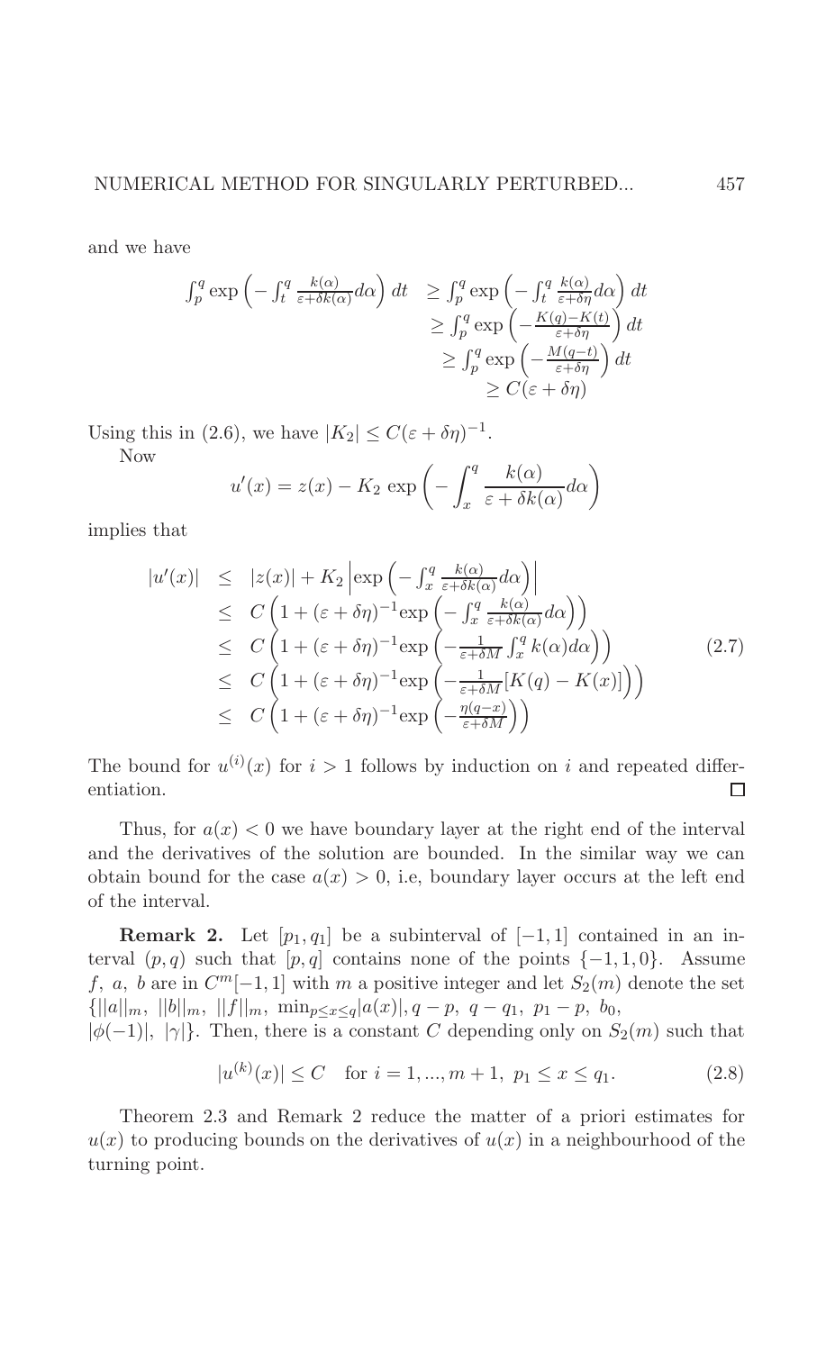and we have

$$
\begin{aligned}
\int_p^q \exp\left(-\int_t^q \frac{k(\alpha)}{\varepsilon+\delta k(\alpha)}d\alpha\right) dt & \geq \int_p^q \exp\left(-\int_t^q \frac{k(\alpha)}{\varepsilon+\delta\eta}d\alpha\right) dt \\
& \geq \int_p^q \exp\left(-\frac{K(q)-K(t)}{\varepsilon+\delta\eta}\right) dt \\
& \geq \int_p^q \exp\left(-\frac{M(q-t)}{\varepsilon+\delta\eta}\right) dt \\
& \geq C(\varepsilon+\delta\eta)
\end{aligned}
$$

Using this in (2.6), we have $|K_2| \leq C(\varepsilon+\delta\eta)^{-1}$.

Now

$$
u'(x) = z(x) - K_2 \exp\left(-\int_x^q \frac{k(\alpha)}{\varepsilon+\delta k(\alpha)}d\alpha\right)
$$

implies that

$$
\begin{aligned}
|u'(x)| & \leq |z(x)| + K_2 \left|\exp\left(-\int_x^q \frac{k(\alpha)}{\varepsilon+\delta k(\alpha)}d\alpha\right)\right| \\
& \leq C\left(1+(\varepsilon+\delta\eta)^{-1}\exp\left(-\int_x^q \frac{k(\alpha)}{\varepsilon+\delta k(\alpha)}d\alpha\right)\right) \\
& \leq C\left(1+(\varepsilon+\delta\eta)^{-1}\exp\left(-\frac{1}{\varepsilon+\delta M}\int_x^q k(\alpha)d\alpha\right)\right) \\
& \leq C\left(1+(\varepsilon+\delta\eta)^{-1}\exp\left(-\frac{1}{\varepsilon+\delta M}[K(q)-K(x)]\right)\right) \\
& \leq C\left(1+(\varepsilon+\delta\eta)^{-1}\exp\left(-\frac{\eta(q-x)}{\varepsilon+\delta M}\right)\right)
\end{aligned}
\tag{2.7}
$$

The bound for $u^{(i)}(x)$ for $i > 1$ follows by induction on $i$ and repeated differentiation. □

Thus, for $a(x) < 0$ we have boundary layer at the right end of the interval and the derivatives of the solution are bounded. In the similar way we can obtain bound for the case $a(x) > 0$, i.e, boundary layer occurs at the left end of the interval.

**Remark 2.** Let $[p_1, q_1]$ be a subinterval of $[-1, 1]$ contained in an interval $(p, q)$ such that $[p, q]$ contains none of the points $\{-1, 1, 0\}$. Assume $f$, $a$, $b$ are in $C^m[-1, 1]$ with $m$ a positive integer and let $S_2(m)$ denote the set $\{||a||_m,\ ||b||_m,\ ||f||_m,\ \min_{p \leq x \leq q}|a(x)|, q-p,\ q-q_1,\ p_1-p,\ b_0,$ $|\phi(-1)|,\ |\gamma|\}$. Then, there is a constant $C$ depending only on $S_2(m)$ such that

$$
|u^{(k)}(x)| \leq C \quad \text{for } i = 1, ..., m+1,\ p_1 \leq x \leq q_1. \tag{2.8}
$$

Theorem 2.3 and Remark 2 reduce the matter of a priori estimates for $u(x)$ to producing bounds on the derivatives of $u(x)$ in a neighbourhood of the turning point.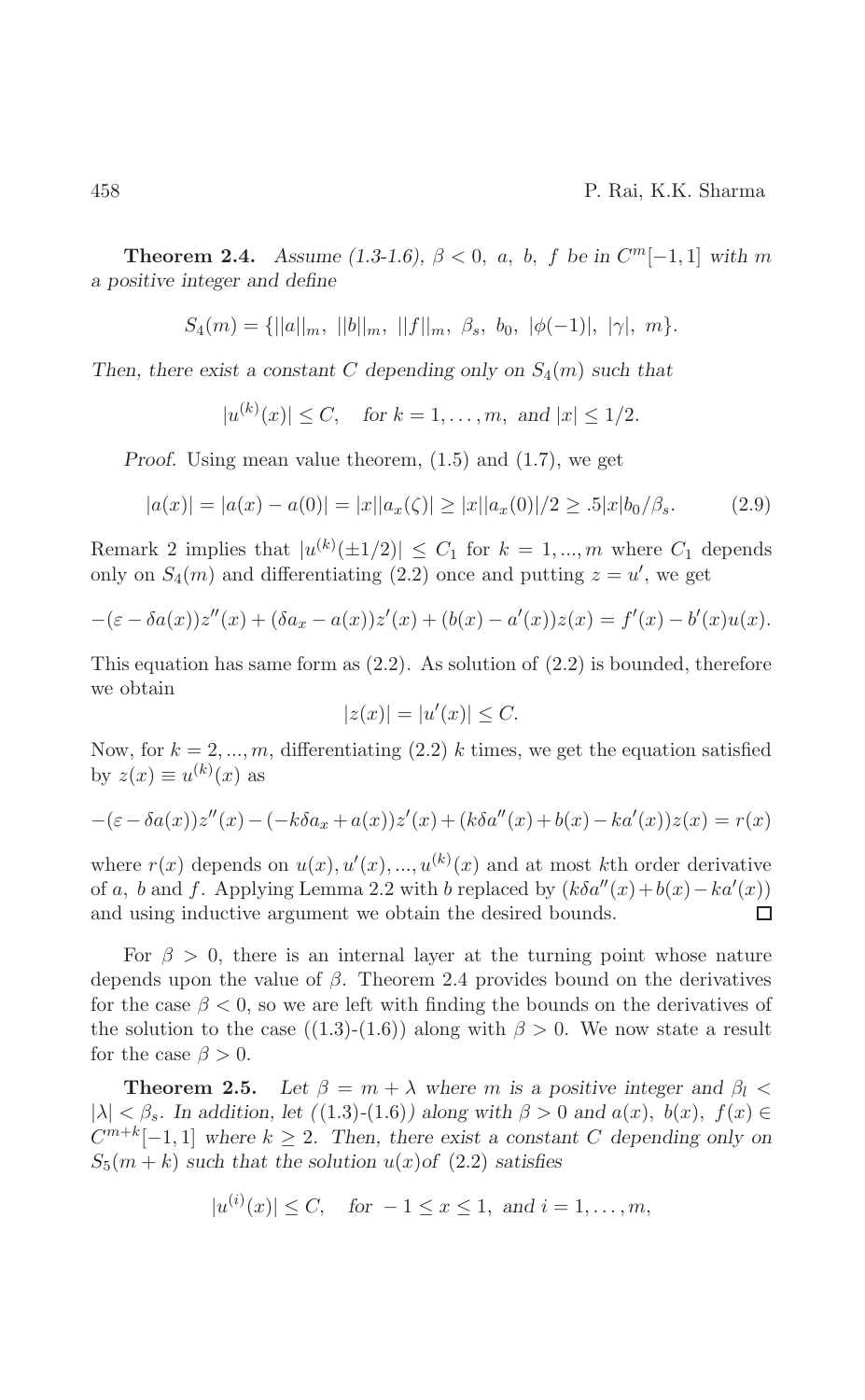**Theorem 2.4.** *Assume (1.3-1.6), $\beta < 0$, $a$, $b$, $f$ be in $C^m[-1,1]$ with $m$ a positive integer and define*

$$S_4(m) = \{||a||_m,\ ||b||_m,\ ||f||_m,\ \beta_s,\ b_0,\ |\phi(-1)|,\ |\gamma|,\ m\}.$$

*Then, there exist a constant $C$ depending only on $S_4(m)$ such that*

$$|u^{(k)}(x)| \leq C, \quad \text{for } k = 1, \ldots, m, \text{ and } |x| \leq 1/2.$$

*Proof.* Using mean value theorem, (1.5) and (1.7), we get

$$|a(x)| = |a(x) - a(0)| = |x||a_x(\zeta)| \geq |x||a_x(0)|/2 \geq .5|x|b_0/\beta_s. \tag{2.9}$$

Remark 2 implies that $|u^{(k)}(\pm 1/2)| \leq C_1$ for $k = 1, ..., m$ where $C_1$ depends only on $S_4(m)$ and differentiating (2.2) once and putting $z = u'$, we get

$$-(\varepsilon - \delta a(x))z''(x) + (\delta a_x - a(x))z'(x) + (b(x) - a'(x))z(x) = f'(x) - b'(x)u(x).$$

This equation has same form as (2.2). As solution of (2.2) is bounded, therefore we obtain

$$|z(x)| = |u'(x)| \leq C.$$

Now, for $k = 2, ..., m$, differentiating (2.2) $k$ times, we get the equation satisfied by $z(x) \equiv u^{(k)}(x)$ as

$$-(\varepsilon - \delta a(x))z''(x) - (-k\delta a_x + a(x))z'(x) + (k\delta a''(x) + b(x) - ka'(x))z(x) = r(x)$$

where $r(x)$ depends on $u(x), u'(x), ..., u^{(k)}(x)$ and at most $k$th order derivative of $a$, $b$ and $f$. Applying Lemma 2.2 with $b$ replaced by $(k\delta a''(x) + b(x) - ka'(x))$ and using inductive argument we obtain the desired bounds. □

For $\beta > 0$, there is an internal layer at the turning point whose nature depends upon the value of $\beta$. Theorem 2.4 provides bound on the derivatives for the case $\beta < 0$, so we are left with finding the bounds on the derivatives of the solution to the case ((1.3)-(1.6)) along with $\beta > 0$. We now state a result for the case $\beta > 0$.

**Theorem 2.5.** *Let $\beta = m + \lambda$ where $m$ is a positive integer and $\beta_l < |\lambda| < \beta_s$. In addition, let ((1.3)-(1.6)) along with $\beta > 0$ and $a(x)$, $b(x)$, $f(x) \in C^{m+k}[-1,1]$ where $k \geq 2$. Then, there exist a constant $C$ depending only on $S_5(m+k)$ such that the solution $u(x)$of (2.2) satisfies*

$$|u^{(i)}(x)| \leq C, \quad \text{for } -1 \leq x \leq 1, \text{ and } i = 1, \ldots, m,$$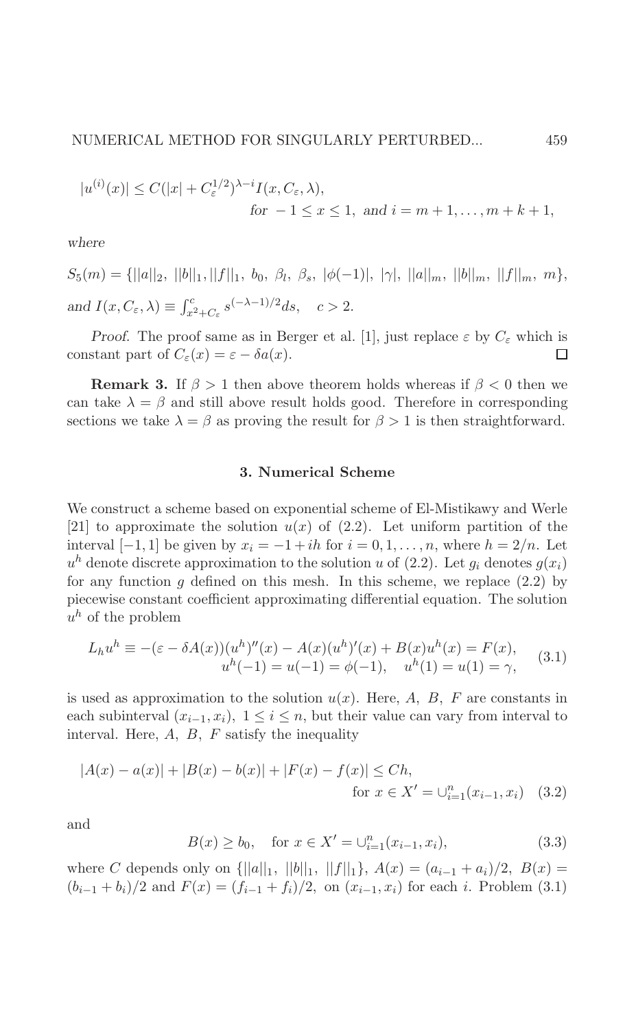$$|u^{(i)}(x)| \leq C(|x| + C_\varepsilon^{1/2})^{\lambda - i} I(x, C_\varepsilon, \lambda),$$
$$\text{for } -1 \leq x \leq 1, \text{ and } i = m+1, \ldots, m+k+1,$$

*where*

$$S_5(m) = \{||a||_2,\ ||b||_1, ||f||_1,\ b_0,\ \beta_l,\ \beta_s,\ |\phi(-1)|,\ |\gamma|,\ ||a||_m,\ ||b||_m,\ ||f||_m,\ m\},$$

*and* $I(x, C_\varepsilon, \lambda) \equiv \int_{x^2 + C_\varepsilon}^{c} s^{(-\lambda - 1)/2} ds, \quad c > 2.$

*Proof.* The proof same as in Berger et al. [1], just replace $\varepsilon$ by $C_\varepsilon$ which is constant part of $C_\varepsilon(x) = \varepsilon - \delta a(x)$. □

**Remark 3.** If $\beta > 1$ then above theorem holds whereas if $\beta < 0$ then we can take $\lambda = \beta$ and still above result holds good. Therefore in corresponding sections we take $\lambda = \beta$ as proving the result for $\beta > 1$ is then straightforward.

## 3. Numerical Scheme

We construct a scheme based on exponential scheme of El-Mistikawy and Werle [21] to approximate the solution $u(x)$ of (2.2). Let uniform partition of the interval $[-1, 1]$ be given by $x_i = -1 + ih$ for $i = 0, 1, \ldots, n$, where $h = 2/n$. Let $u^h$ denote discrete approximation to the solution $u$ of (2.2). Let $g_i$ denotes $g(x_i)$ for any function $g$ defined on this mesh. In this scheme, we replace (2.2) by piecewise constant coefficient approximating differential equation. The solution $u^h$ of the problem

$$L_h u^h \equiv -(\varepsilon - \delta A(x))(u^h)''(x) - A(x)(u^h)'(x) + B(x)u^h(x) = F(x),$$
$$u^h(-1) = u(-1) = \phi(-1), \quad u^h(1) = u(1) = \gamma, \tag{3.1}$$

is used as approximation to the solution $u(x)$. Here, $A,\ B,\ F$ are constants in each subinterval $(x_{i-1}, x_i)$, $1 \leq i \leq n$, but their value can vary from interval to interval. Here, $A,\ B,\ F$ satisfy the inequality

$$|A(x) - a(x)| + |B(x) - b(x)| + |F(x) - f(x)| \leq Ch,$$
$$\text{for } x \in X' = \cup_{i=1}^{n}(x_{i-1}, x_i) \tag{3.2}$$

and

$$B(x) \geq b_0, \quad \text{for } x \in X' = \cup_{i=1}^{n}(x_{i-1}, x_i), \tag{3.3}$$

where $C$ depends only on $\{||a||_1,\ ||b||_1,\ ||f||_1\}$, $A(x) = (a_{i-1} + a_i)/2$, $B(x) = (b_{i-1} + b_i)/2$ and $F(x) = (f_{i-1} + f_i)/2$, on $(x_{i-1}, x_i)$ for each $i$. Problem (3.1)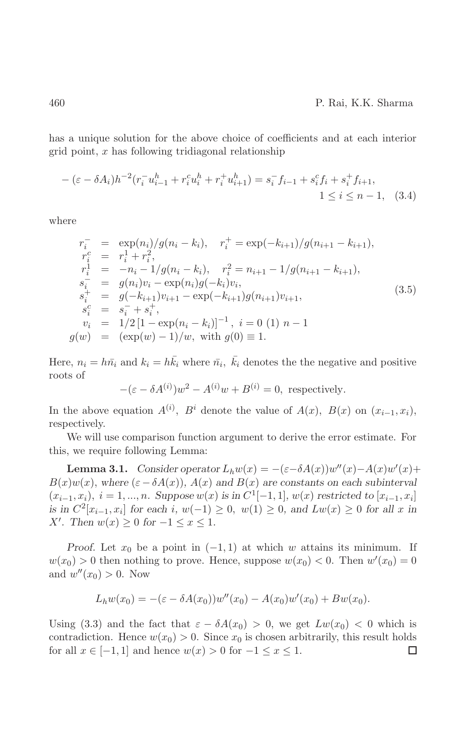has a unique solution for the above choice of coefficients and at each interior grid point, $x$ has following tridiagonal relationship

$$- (\varepsilon - \delta A_i)h^{-2}(r_i^- u_{i-1}^h + r_i^c u_i^h + r_i^+ u_{i+1}^h) = s_i^- f_{i-1} + s_i^c f_i + s_i^+ f_{i+1}, \quad 1 \le i \le n-1, \quad (3.4)$$

where

$$\begin{array}{rcl} r_i^- &=& \exp(n_i)/g(n_i - k_i), \quad r_i^+ = \exp(-k_{i+1})/g(n_{i+1} - k_{i+1}), \\ r_i^c &=& r_i^1 + r_i^2, \\ r_i^1 &=& -n_i - 1/g(n_i - k_i), \quad r_i^2 = n_{i+1} - 1/g(n_{i+1} - k_{i+1}), \\ s_i^- &=& g(n_i)v_i - \exp(n_i)g(-k_i)v_i, \\ s_i^+ &=& g(-k_{i+1})v_{i+1} - \exp(-k_{i+1})g(n_{i+1})v_{i+1}, \\ s_i^c &=& s_i^- + s_i^+, \\ v_i &=& 1/2\left[1 - \exp(n_i - k_i)\right]^{-1}, \; i = 0 \; (1) \; n-1 \\ g(w) &=& (\exp(w) - 1)/w, \text{ with } g(0) \equiv 1. \end{array} \quad (3.5)$$

Here, $n_i = h\bar{n_i}$ and $k_i = h\bar{k_i}$ where $\bar{n_i}$, $\bar{k_i}$ denotes the the negative and positive roots of

$$-(\varepsilon - \delta A^{(i)})w^2 - A^{(i)}w + B^{(i)} = 0, \text{ respectively.}$$

In the above equation $A^{(i)}$, $B^i$ denote the value of $A(x)$, $B(x)$ on $(x_{i-1}, x_i)$, respectively.

We will use comparison function argument to derive the error estimate. For this, we require following Lemma:

**Lemma 3.1.** *Consider operator* $L_h w(x) = -(\varepsilon - \delta A(x))w''(x) - A(x)w'(x) + B(x)w(x)$, *where* $(\varepsilon - \delta A(x))$, $A(x)$ *and* $B(x)$ *are constants on each subinterval* $(x_{i-1}, x_i)$, $i = 1, ..., n$. *Suppose* $w(x)$ *is in* $C^1[-1, 1]$, $w(x)$ *restricted to* $[x_{i-1}, x_i]$ *is in* $C^2[x_{i-1}, x_i]$ *for each* $i$, $w(-1) \ge 0$, $w(1) \ge 0$, *and* $Lw(x) \ge 0$ *for all* $x$ *in* $X'$. *Then* $w(x) \ge 0$ *for* $-1 \le x \le 1$.

*Proof.* Let $x_0$ be a point in $(-1, 1)$ at which $w$ attains its minimum. If $w(x_0) > 0$ then nothing to prove. Hence, suppose $w(x_0) < 0$. Then $w'(x_0) = 0$ and $w''(x_0) > 0$. Now

$$L_h w(x_0) = -(\varepsilon - \delta A(x_0))w''(x_0) - A(x_0)w'(x_0) + Bw(x_0).$$

Using (3.3) and the fact that $\varepsilon - \delta A(x_0) > 0$, we get $Lw(x_0) < 0$ which is contradiction. Hence $w(x_0) > 0$. Since $x_0$ is chosen arbitrarily, this result holds for all $x \in [-1, 1]$ and hence $w(x) > 0$ for $-1 \le x \le 1$. $\square$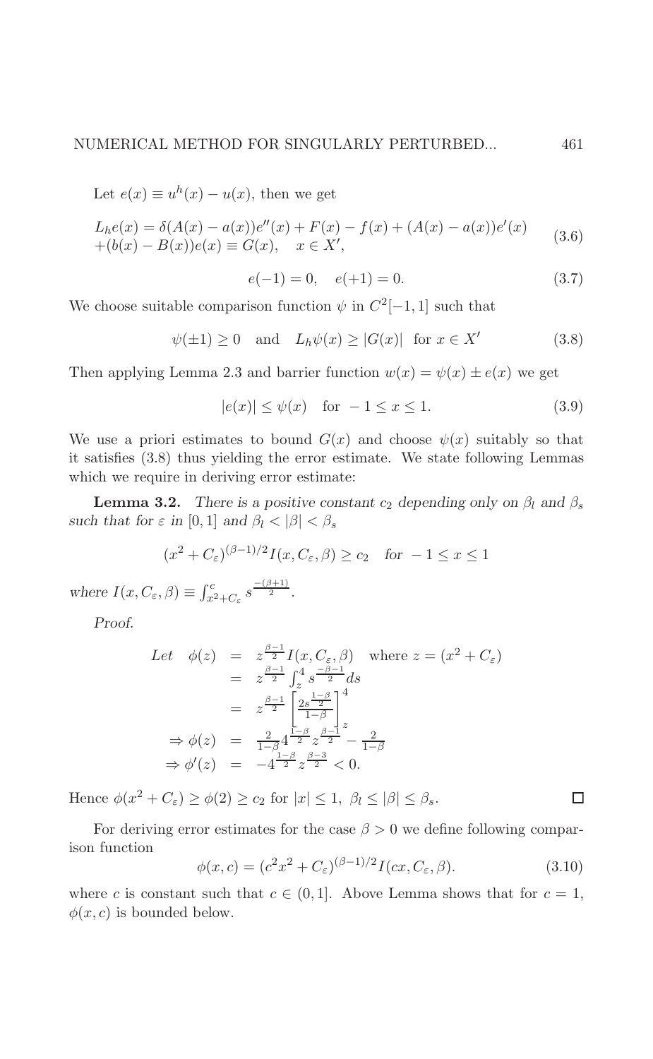Let $e(x) \equiv u^h(x) - u(x)$, then we get

$$
\begin{aligned}
L_h e(x) = \delta(A(x) - a(x))e''(x) + F(x) - f(x) + (A(x) - a(x))e'(x) \\
+(b(x) - B(x))e(x) \equiv G(x), \quad x \in X',
\end{aligned}
\tag{3.6}
$$

$$
e(-1) = 0, \quad e(+1) = 0. \tag{3.7}
$$

We choose suitable comparison function $\psi$ in $C^2[-1,1]$ such that

$$
\psi(\pm 1) \geq 0 \quad \text{and} \quad L_h\psi(x) \geq |G(x)| \text{ for } x \in X' \tag{3.8}
$$

Then applying Lemma 2.3 and barrier function $w(x) = \psi(x) \pm e(x)$ we get

$$
|e(x)| \leq \psi(x) \quad \text{for } -1 \leq x \leq 1. \tag{3.9}
$$

We use a priori estimates to bound $G(x)$ and choose $\psi(x)$ suitably so that it satisfies (3.8) thus yielding the error estimate. We state following Lemmas which we require in deriving error estimate:

**Lemma 3.2.** *There is a positive constant $c_2$ depending only on $\beta_l$ and $\beta_s$ such that for $\varepsilon$ in $[0,1]$ and $\beta_l < |\beta| < \beta_s$*

$$
(x^2 + C_\varepsilon)^{(\beta-1)/2} I(x, C_\varepsilon, \beta) \geq c_2 \quad \text{for } -1 \leq x \leq 1
$$

*where $I(x, C_\varepsilon, \beta) \equiv \int_{x^2+C_\varepsilon}^{c} s^{\frac{-(\beta+1)}{2}}$.*

*Proof.*

$$
\begin{aligned}
Let \quad \phi(z) &= z^{\frac{\beta-1}{2}} I(x, C_\varepsilon, \beta) \quad \text{where } z = (x^2 + C_\varepsilon) \\
&= z^{\frac{\beta-1}{2}} \int_z^4 s^{\frac{-\beta-1}{2}} ds \\
&= z^{\frac{\beta-1}{2}} \left[ \frac{2s^{\frac{1-\beta}{2}}}{1-\beta} \right]_z^4 \\
\Rightarrow \phi(z) &= \frac{2}{1-\beta} 4^{\frac{1-\beta}{2}} z^{\frac{\beta-1}{2}} - \frac{2}{1-\beta} \\
\Rightarrow \phi'(z) &= -4^{\frac{1-\beta}{2}} z^{\frac{\beta-3}{2}} < 0.
\end{aligned}
$$

Hence $\phi(x^2 + C_\varepsilon) \geq \phi(2) \geq c_2$ for $|x| \leq 1$, $\beta_l \leq |\beta| \leq \beta_s$. $\square$

For deriving error estimates for the case $\beta > 0$ we define following comparison function

$$
\phi(x, c) = (c^2 x^2 + C_\varepsilon)^{(\beta-1)/2} I(cx, C_\varepsilon, \beta). \tag{3.10}
$$

where $c$ is constant such that $c \in (0,1]$. Above Lemma shows that for $c = 1$, $\phi(x, c)$ is bounded below.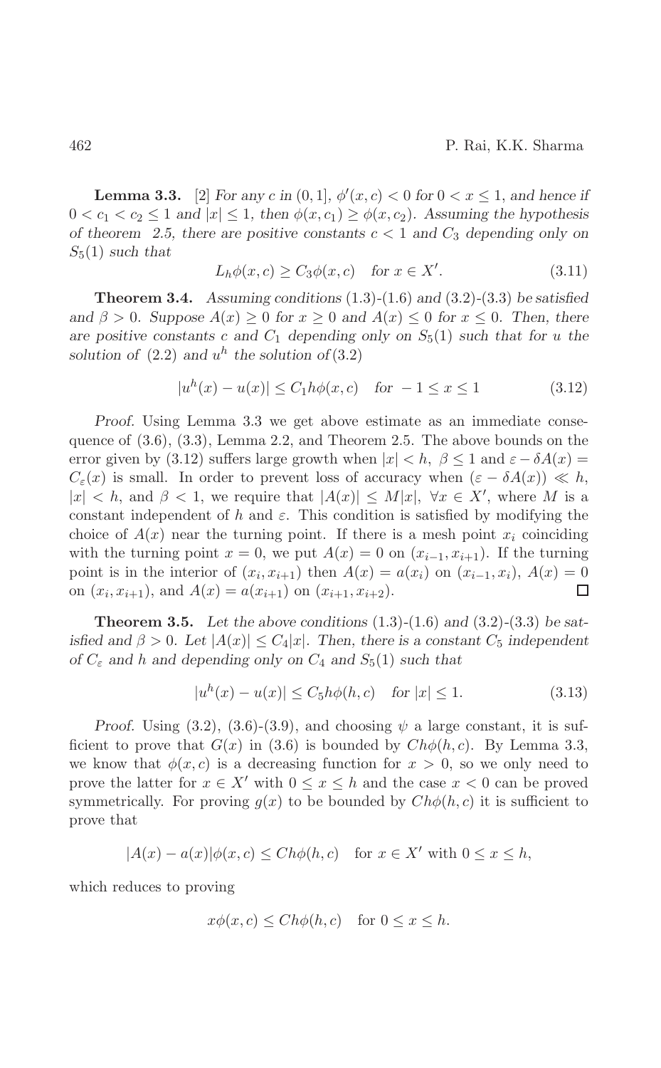**Lemma 3.3.** [2] *For any $c$ in $(0,1]$, $\phi'(x,c) < 0$ for $0 < x \leq 1$, and hence if $0 < c_1 < c_2 \leq 1$ and $|x| \leq 1$, then $\phi(x,c_1) \geq \phi(x,c_2)$. Assuming the hypothesis of theorem 2.5, there are positive constants $c < 1$ and $C_3$ depending only on $S_5(1)$ such that*

$$L_h\phi(x,c) \geq C_3\phi(x,c) \quad \text{for } x \in X'. \tag{3.11}$$

**Theorem 3.4.** *Assuming conditions* (1.3)-(1.6) *and* (3.2)-(3.3) *be satisfied and $\beta > 0$. Suppose $A(x) \geq 0$ for $x \geq 0$ and $A(x) \leq 0$ for $x \leq 0$. Then, there are positive constants $c$ and $C_1$ depending only on $S_5(1)$ such that for $u$ the solution of* (2.2) *and $u^h$ the solution of* (3.2)

$$|u^h(x) - u(x)| \leq C_1 h\phi(x,c) \quad \text{for } -1 \leq x \leq 1 \tag{3.12}$$

*Proof.* Using Lemma 3.3 we get above estimate as an immediate consequence of (3.6), (3.3), Lemma 2.2, and Theorem 2.5. The above bounds on the error given by (3.12) suffers large growth when $|x| < h$, $\beta \leq 1$ and $\varepsilon - \delta A(x) = C_\varepsilon(x)$ is small. In order to prevent loss of accuracy when $(\varepsilon - \delta A(x)) \ll h$, $|x| < h$, and $\beta < 1$, we require that $|A(x)| \leq M|x|$, $\forall x \in X'$, where $M$ is a constant independent of $h$ and $\varepsilon$. This condition is satisfied by modifying the choice of $A(x)$ near the turning point. If there is a mesh point $x_i$ coinciding with the turning point $x = 0$, we put $A(x) = 0$ on $(x_{i-1}, x_{i+1})$. If the turning point is in the interior of $(x_i, x_{i+1})$ then $A(x) = a(x_i)$ on $(x_{i-1}, x_i)$, $A(x) = 0$ on $(x_i, x_{i+1})$, and $A(x) = a(x_{i+1})$ on $(x_{i+1}, x_{i+2})$. □

**Theorem 3.5.** *Let the above conditions* (1.3)-(1.6) *and* (3.2)-(3.3) *be satisfied and $\beta > 0$. Let $|A(x)| \leq C_4|x|$. Then, there is a constant $C_5$ independent of $C_\varepsilon$ and $h$ and depending only on $C_4$ and $S_5(1)$ such that*

$$|u^h(x) - u(x)| \leq C_5 h\phi(h,c) \quad \text{for } |x| \leq 1. \tag{3.13}$$

*Proof.* Using (3.2), (3.6)-(3.9), and choosing $\psi$ a large constant, it is sufficient to prove that $G(x)$ in (3.6) is bounded by $Ch\phi(h,c)$. By Lemma 3.3, we know that $\phi(x,c)$ is a decreasing function for $x > 0$, so we only need to prove the latter for $x \in X'$ with $0 \leq x \leq h$ and the case $x < 0$ can be proved symmetrically. For proving $g(x)$ to be bounded by $Ch\phi(h,c)$ it is sufficient to prove that

$$|A(x) - a(x)|\phi(x,c) \leq Ch\phi(h,c) \quad \text{for } x \in X' \text{ with } 0 \leq x \leq h,$$

which reduces to proving

$$x\phi(x,c) \leq Ch\phi(h,c) \quad \text{for } 0 \leq x \leq h.$$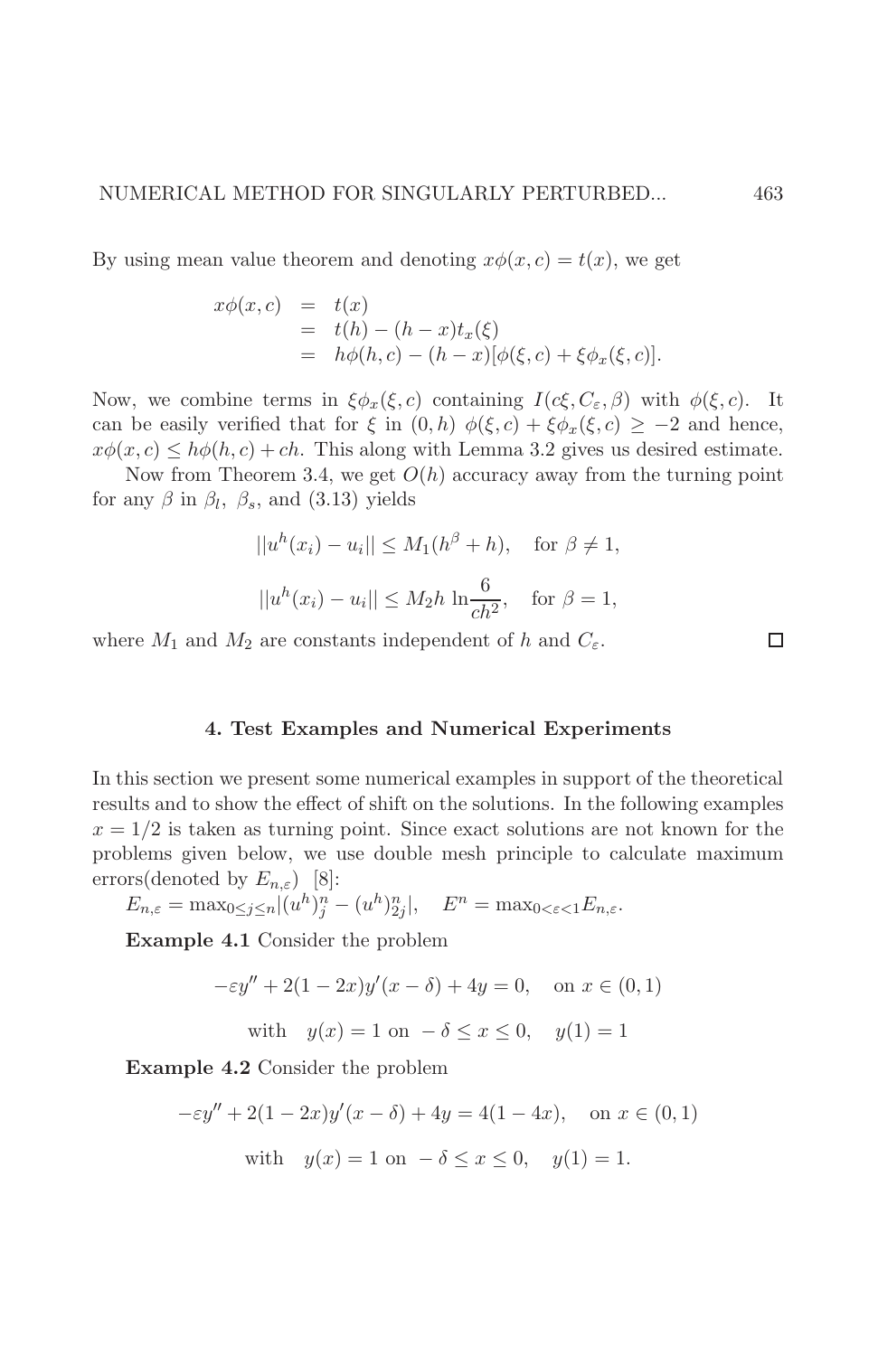By using mean value theorem and denoting $x\phi(x,c) = t(x)$, we get

$$
\begin{aligned}
x\phi(x,c) &= t(x) \\
&= t(h) - (h-x)t_x(\xi) \\
&= h\phi(h,c) - (h-x)[\phi(\xi,c) + \xi\phi_x(\xi,c)].
\end{aligned}
$$

Now, we combine terms in $\xi\phi_x(\xi,c)$ containing $I(c\xi, C_\varepsilon, \beta)$ with $\phi(\xi,c)$. It can be easily verified that for $\xi$ in $(0,h)$ $\phi(\xi,c) + \xi\phi_x(\xi,c) \geq -2$ and hence, $x\phi(x,c) \leq h\phi(h,c) + ch$. This along with Lemma 3.2 gives us desired estimate.

Now from Theorem 3.4, we get $O(h)$ accuracy away from the turning point for any $\beta$ in $\beta_l$, $\beta_s$, and (3.13) yields

$$
||u^h(x_i) - u_i|| \leq M_1(h^\beta + h), \quad \text{for } \beta \neq 1,
$$

$$
||u^h(x_i) - u_i|| \leq M_2 h \ln\frac{6}{ch^2}, \quad \text{for } \beta = 1,
$$

where $M_1$ and $M_2$ are constants independent of $h$ and $C_\varepsilon$. □

## 4. Test Examples and Numerical Experiments

In this section we present some numerical examples in support of the theoretical results and to show the effect of shift on the solutions. In the following examples $x = 1/2$ is taken as turning point. Since exact solutions are not known for the problems given below, we use double mesh principle to calculate maximum errors(denoted by $E_{n,\varepsilon}$) [8]:

$E_{n,\varepsilon} = \max_{0\leq j\leq n}|(u^h)^n_j - (u^h)^n_{2j}|, \quad E^n = \max_{0<\varepsilon<1} E_{n,\varepsilon}.$

**Example 4.1** Consider the problem

$$
-\varepsilon y'' + 2(1-2x)y'(x-\delta) + 4y = 0, \quad \text{on } x \in (0,1)
$$

$$
\text{with} \quad y(x) = 1 \text{ on } -\delta \leq x \leq 0, \quad y(1) = 1
$$

**Example 4.2** Consider the problem

$$
-\varepsilon y'' + 2(1-2x)y'(x-\delta) + 4y = 4(1-4x), \quad \text{on } x \in (0,1)
$$

$$
\text{with} \quad y(x) = 1 \text{ on } -\delta \leq x \leq 0, \quad y(1) = 1.
$$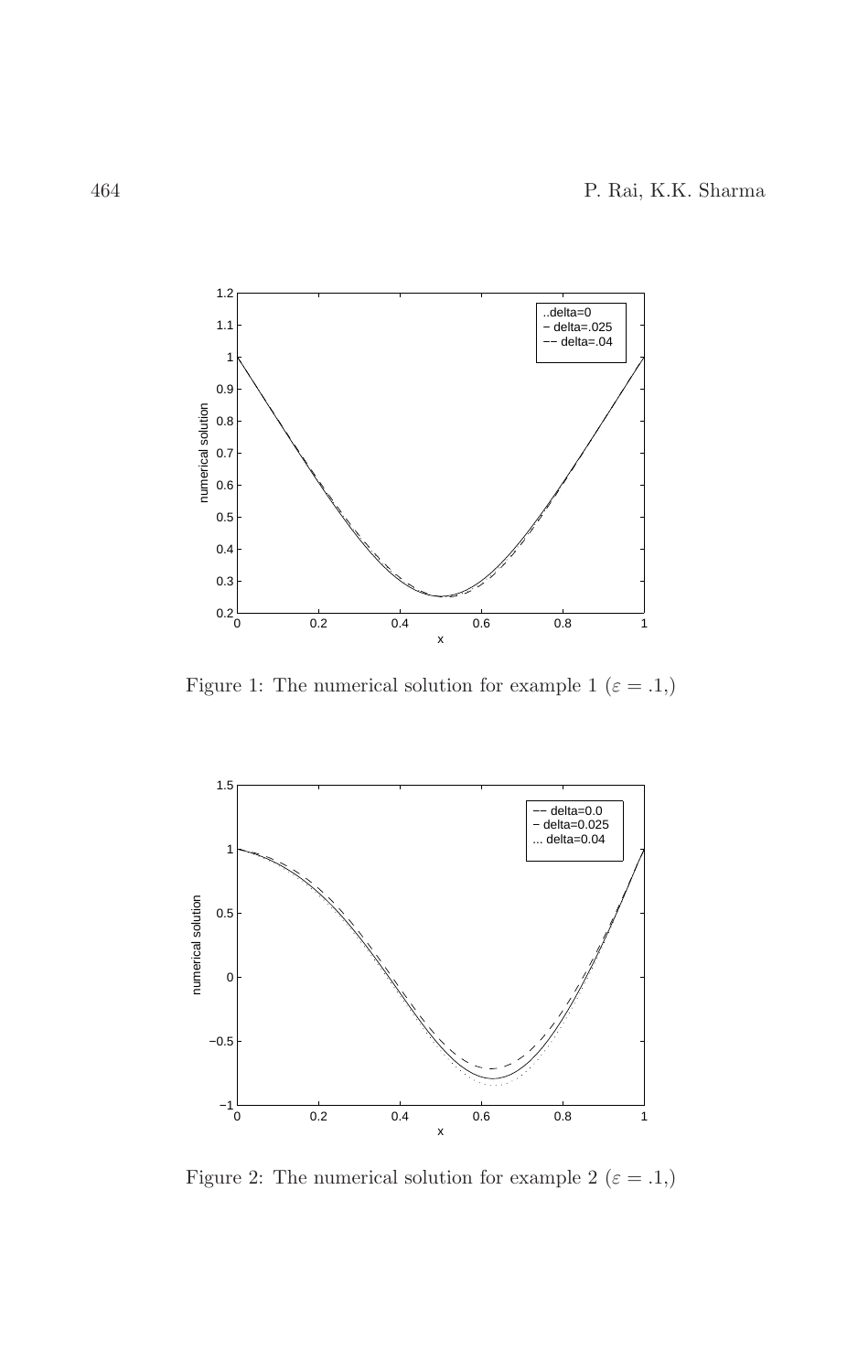Figure 1: The numerical solution for example 1 ($\varepsilon = .1,$)

Figure 2: The numerical solution for example 2 ($\varepsilon = .1,$)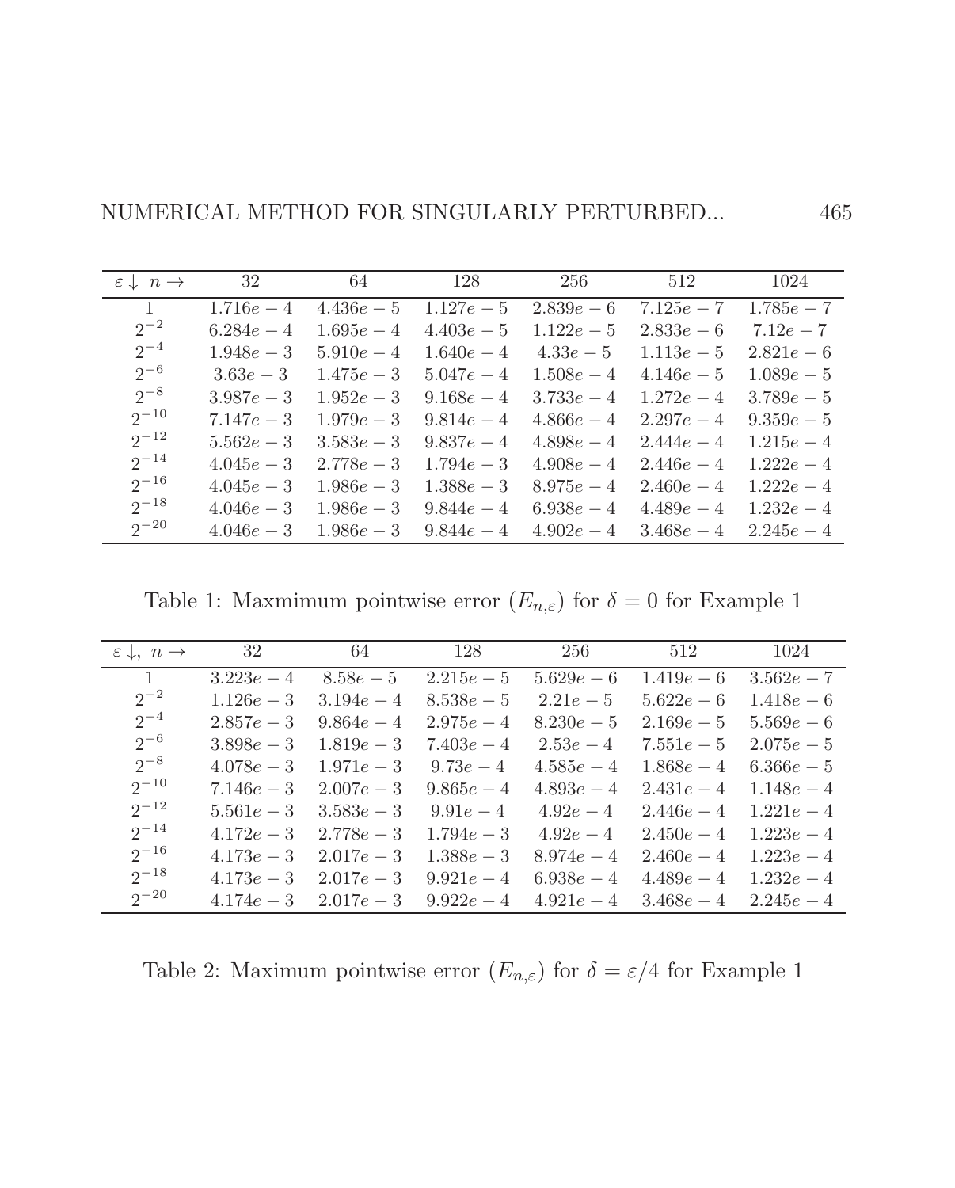| $\varepsilon \downarrow \; n \rightarrow$ | 32 | 64 | 128 | 256 | 512 | 1024 |
|---|---|---|---|---|---|---|
| 1 | $1.716e-4$ | $4.436e-5$ | $1.127e-5$ | $2.839e-6$ | $7.125e-7$ | $1.785e-7$ |
| $2^{-2}$ | $6.284e-4$ | $1.695e-4$ | $4.403e-5$ | $1.122e-5$ | $2.833e-6$ | $7.12e-7$ |
| $2^{-4}$ | $1.948e-3$ | $5.910e-4$ | $1.640e-4$ | $4.33e-5$ | $1.113e-5$ | $2.821e-6$ |
| $2^{-6}$ | $3.63e-3$ | $1.475e-3$ | $5.047e-4$ | $1.508e-4$ | $4.146e-5$ | $1.089e-5$ |
| $2^{-8}$ | $3.987e-3$ | $1.952e-3$ | $9.168e-4$ | $3.733e-4$ | $1.272e-4$ | $3.789e-5$ |
| $2^{-10}$ | $7.147e-3$ | $1.979e-3$ | $9.814e-4$ | $4.866e-4$ | $2.297e-4$ | $9.359e-5$ |
| $2^{-12}$ | $5.562e-3$ | $3.583e-3$ | $9.837e-4$ | $4.898e-4$ | $2.444e-4$ | $1.215e-4$ |
| $2^{-14}$ | $4.045e-3$ | $2.778e-3$ | $1.794e-3$ | $4.908e-4$ | $2.446e-4$ | $1.222e-4$ |
| $2^{-16}$ | $4.045e-3$ | $1.986e-3$ | $1.388e-3$ | $8.975e-4$ | $2.460e-4$ | $1.222e-4$ |
| $2^{-18}$ | $4.046e-3$ | $1.986e-3$ | $9.844e-4$ | $6.938e-4$ | $4.489e-4$ | $1.232e-4$ |
| $2^{-20}$ | $4.046e-3$ | $1.986e-3$ | $9.844e-4$ | $4.902e-4$ | $3.468e-4$ | $2.245e-4$ |

Table 1: Maxmimum pointwise error ($E_{n,\varepsilon}$) for $\delta = 0$ for Example 1

| $\varepsilon \downarrow, \; n \rightarrow$ | 32 | 64 | 128 | 256 | 512 | 1024 |
|---|---|---|---|---|---|---|
| 1 | $3.223e-4$ | $8.58e-5$ | $2.215e-5$ | $5.629e-6$ | $1.419e-6$ | $3.562e-7$ |
| $2^{-2}$ | $1.126e-3$ | $3.194e-4$ | $8.538e-5$ | $2.21e-5$ | $5.622e-6$ | $1.418e-6$ |
| $2^{-4}$ | $2.857e-3$ | $9.864e-4$ | $2.975e-4$ | $8.230e-5$ | $2.169e-5$ | $5.569e-6$ |
| $2^{-6}$ | $3.898e-3$ | $1.819e-3$ | $7.403e-4$ | $2.53e-4$ | $7.551e-5$ | $2.075e-5$ |
| $2^{-8}$ | $4.078e-3$ | $1.971e-3$ | $9.73e-4$ | $4.585e-4$ | $1.868e-4$ | $6.366e-5$ |
| $2^{-10}$ | $7.146e-3$ | $2.007e-3$ | $9.865e-4$ | $4.893e-4$ | $2.431e-4$ | $1.148e-4$ |
| $2^{-12}$ | $5.561e-3$ | $3.583e-3$ | $9.91e-4$ | $4.92e-4$ | $2.446e-4$ | $1.221e-4$ |
| $2^{-14}$ | $4.172e-3$ | $2.778e-3$ | $1.794e-3$ | $4.92e-4$ | $2.450e-4$ | $1.223e-4$ |
| $2^{-16}$ | $4.173e-3$ | $2.017e-3$ | $1.388e-3$ | $8.974e-4$ | $2.460e-4$ | $1.223e-4$ |
| $2^{-18}$ | $4.173e-3$ | $2.017e-3$ | $9.921e-4$ | $6.938e-4$ | $4.489e-4$ | $1.232e-4$ |
| $2^{-20}$ | $4.174e-3$ | $2.017e-3$ | $9.922e-4$ | $4.921e-4$ | $3.468e-4$ | $2.245e-4$ |

Table 2: Maximum pointwise error ($E_{n,\varepsilon}$) for $\delta = \varepsilon/4$ for Example 1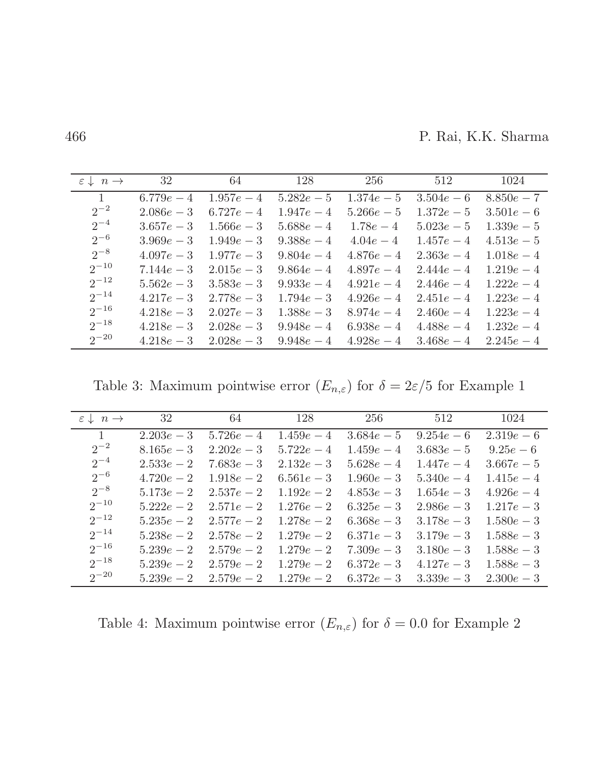| $\varepsilon \downarrow \ n \rightarrow$ | 32 | 64 | 128 | 256 | 512 | 1024 |
|---|---|---|---|---|---|---|
| 1 | $6.779e-4$ | $1.957e-4$ | $5.282e-5$ | $1.374e-5$ | $3.504e-6$ | $8.850e-7$ |
| $2^{-2}$ | $2.086e-3$ | $6.727e-4$ | $1.947e-4$ | $5.266e-5$ | $1.372e-5$ | $3.501e-6$ |
| $2^{-4}$ | $3.657e-3$ | $1.566e-3$ | $5.688e-4$ | $1.78e-4$ | $5.023e-5$ | $1.339e-5$ |
| $2^{-6}$ | $3.969e-3$ | $1.949e-3$ | $9.388e-4$ | $4.04e-4$ | $1.457e-4$ | $4.513e-5$ |
| $2^{-8}$ | $4.097e-3$ | $1.977e-3$ | $9.804e-4$ | $4.876e-4$ | $2.363e-4$ | $1.018e-4$ |
| $2^{-10}$ | $7.144e-3$ | $2.015e-3$ | $9.864e-4$ | $4.897e-4$ | $2.444e-4$ | $1.219e-4$ |
| $2^{-12}$ | $5.562e-3$ | $3.583e-3$ | $9.933e-4$ | $4.921e-4$ | $2.446e-4$ | $1.222e-4$ |
| $2^{-14}$ | $4.217e-3$ | $2.778e-3$ | $1.794e-3$ | $4.926e-4$ | $2.451e-4$ | $1.223e-4$ |
| $2^{-16}$ | $4.218e-3$ | $2.027e-3$ | $1.388e-3$ | $8.974e-4$ | $2.460e-4$ | $1.223e-4$ |
| $2^{-18}$ | $4.218e-3$ | $2.028e-3$ | $9.948e-4$ | $6.938e-4$ | $4.488e-4$ | $1.232e-4$ |
| $2^{-20}$ | $4.218e-3$ | $2.028e-3$ | $9.948e-4$ | $4.928e-4$ | $3.468e-4$ | $2.245e-4$ |

Table 3: Maximum pointwise error ($E_{n,\varepsilon}$) for $\delta = 2\varepsilon/5$ for Example 1

| $\varepsilon \downarrow \ n \rightarrow$ | 32 | 64 | 128 | 256 | 512 | 1024 |
|---|---|---|---|---|---|---|
| 1 | $2.203e-3$ | $5.726e-4$ | $1.459e-4$ | $3.684e-5$ | $9.254e-6$ | $2.319e-6$ |
| $2^{-2}$ | $8.165e-3$ | $2.202e-3$ | $5.722e-4$ | $1.459e-4$ | $3.683e-5$ | $9.25e-6$ |
| $2^{-4}$ | $2.533e-2$ | $7.683e-3$ | $2.132e-3$ | $5.628e-4$ | $1.447e-4$ | $3.667e-5$ |
| $2^{-6}$ | $4.720e-2$ | $1.918e-2$ | $6.561e-3$ | $1.960e-3$ | $5.340e-4$ | $1.415e-4$ |
| $2^{-8}$ | $5.173e-2$ | $2.537e-2$ | $1.192e-2$ | $4.853e-3$ | $1.654e-3$ | $4.926e-4$ |
| $2^{-10}$ | $5.222e-2$ | $2.571e-2$ | $1.276e-2$ | $6.325e-3$ | $2.986e-3$ | $1.217e-3$ |
| $2^{-12}$ | $5.235e-2$ | $2.577e-2$ | $1.278e-2$ | $6.368e-3$ | $3.178e-3$ | $1.580e-3$ |
| $2^{-14}$ | $5.238e-2$ | $2.578e-2$ | $1.279e-2$ | $6.371e-3$ | $3.179e-3$ | $1.588e-3$ |
| $2^{-16}$ | $5.239e-2$ | $2.579e-2$ | $1.279e-2$ | $7.309e-3$ | $3.180e-3$ | $1.588e-3$ |
| $2^{-18}$ | $5.239e-2$ | $2.579e-2$ | $1.279e-2$ | $6.372e-3$ | $4.127e-3$ | $1.588e-3$ |
| $2^{-20}$ | $5.239e-2$ | $2.579e-2$ | $1.279e-2$ | $6.372e-3$ | $3.339e-3$ | $2.300e-3$ |

Table 4: Maximum pointwise error ($E_{n,\varepsilon}$) for $\delta = 0.0$ for Example 2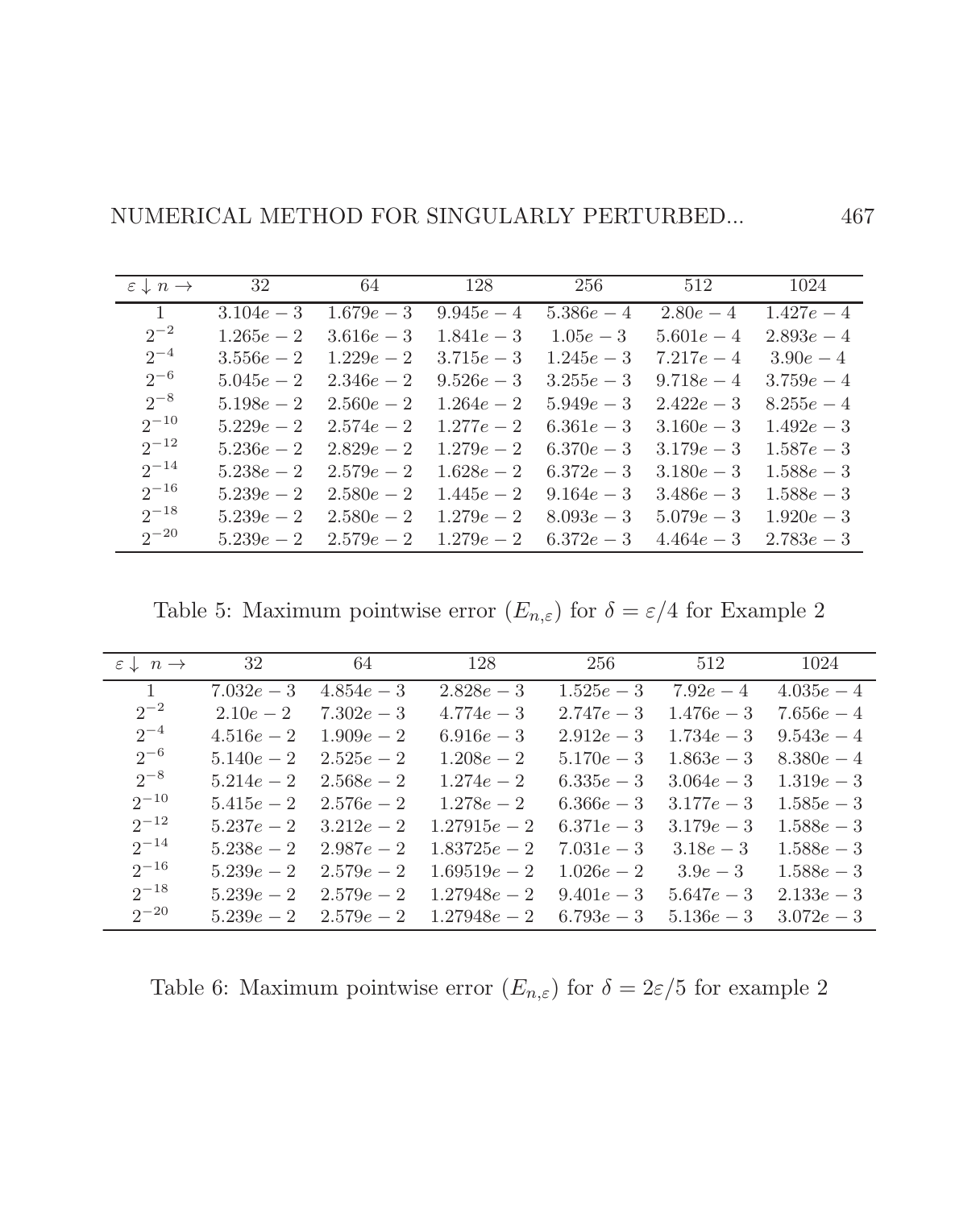| $\varepsilon \downarrow n \rightarrow$ | 32 | 64 | 128 | 256 | 512 | 1024 |
|---|---|---|---|---|---|---|
| 1 | $3.104e-3$ | $1.679e-3$ | $9.945e-4$ | $5.386e-4$ | $2.80e-4$ | $1.427e-4$ |
| $2^{-2}$ | $1.265e-2$ | $3.616e-3$ | $1.841e-3$ | $1.05e-3$ | $5.601e-4$ | $2.893e-4$ |
| $2^{-4}$ | $3.556e-2$ | $1.229e-2$ | $3.715e-3$ | $1.245e-3$ | $7.217e-4$ | $3.90e-4$ |
| $2^{-6}$ | $5.045e-2$ | $2.346e-2$ | $9.526e-3$ | $3.255e-3$ | $9.718e-4$ | $3.759e-4$ |
| $2^{-8}$ | $5.198e-2$ | $2.560e-2$ | $1.264e-2$ | $5.949e-3$ | $2.422e-3$ | $8.255e-4$ |
| $2^{-10}$ | $5.229e-2$ | $2.574e-2$ | $1.277e-2$ | $6.361e-3$ | $3.160e-3$ | $1.492e-3$ |
| $2^{-12}$ | $5.236e-2$ | $2.829e-2$ | $1.279e-2$ | $6.370e-3$ | $3.179e-3$ | $1.587e-3$ |
| $2^{-14}$ | $5.238e-2$ | $2.579e-2$ | $1.628e-2$ | $6.372e-3$ | $3.180e-3$ | $1.588e-3$ |
| $2^{-16}$ | $5.239e-2$ | $2.580e-2$ | $1.445e-2$ | $9.164e-3$ | $3.486e-3$ | $1.588e-3$ |
| $2^{-18}$ | $5.239e-2$ | $2.580e-2$ | $1.279e-2$ | $8.093e-3$ | $5.079e-3$ | $1.920e-3$ |
| $2^{-20}$ | $5.239e-2$ | $2.579e-2$ | $1.279e-2$ | $6.372e-3$ | $4.464e-3$ | $2.783e-3$ |

Table 5: Maximum pointwise error ($E_{n,\varepsilon}$) for $\delta = \varepsilon/4$ for Example 2

| $\varepsilon \downarrow n \rightarrow$ | 32 | 64 | 128 | 256 | 512 | 1024 |
|---|---|---|---|---|---|---|
| 1 | $7.032e-3$ | $4.854e-3$ | $2.828e-3$ | $1.525e-3$ | $7.92e-4$ | $4.035e-4$ |
| $2^{-2}$ | $2.10e-2$ | $7.302e-3$ | $4.774e-3$ | $2.747e-3$ | $1.476e-3$ | $7.656e-4$ |
| $2^{-4}$ | $4.516e-2$ | $1.909e-2$ | $6.916e-3$ | $2.912e-3$ | $1.734e-3$ | $9.543e-4$ |
| $2^{-6}$ | $5.140e-2$ | $2.525e-2$ | $1.208e-2$ | $5.170e-3$ | $1.863e-3$ | $8.380e-4$ |
| $2^{-8}$ | $5.214e-2$ | $2.568e-2$ | $1.274e-2$ | $6.335e-3$ | $3.064e-3$ | $1.319e-3$ |
| $2^{-10}$ | $5.415e-2$ | $2.576e-2$ | $1.278e-2$ | $6.366e-3$ | $3.177e-3$ | $1.585e-3$ |
| $2^{-12}$ | $5.237e-2$ | $3.212e-2$ | $1.27915e-2$ | $6.371e-3$ | $3.179e-3$ | $1.588e-3$ |
| $2^{-14}$ | $5.238e-2$ | $2.987e-2$ | $1.83725e-2$ | $7.031e-3$ | $3.18e-3$ | $1.588e-3$ |
| $2^{-16}$ | $5.239e-2$ | $2.579e-2$ | $1.69519e-2$ | $1.026e-2$ | $3.9e-3$ | $1.588e-3$ |
| $2^{-18}$ | $5.239e-2$ | $2.579e-2$ | $1.27948e-2$ | $9.401e-3$ | $5.647e-3$ | $2.133e-3$ |
| $2^{-20}$ | $5.239e-2$ | $2.579e-2$ | $1.27948e-2$ | $6.793e-3$ | $5.136e-3$ | $3.072e-3$ |

Table 6: Maximum pointwise error ($E_{n,\varepsilon}$) for $\delta = 2\varepsilon/5$ for example 2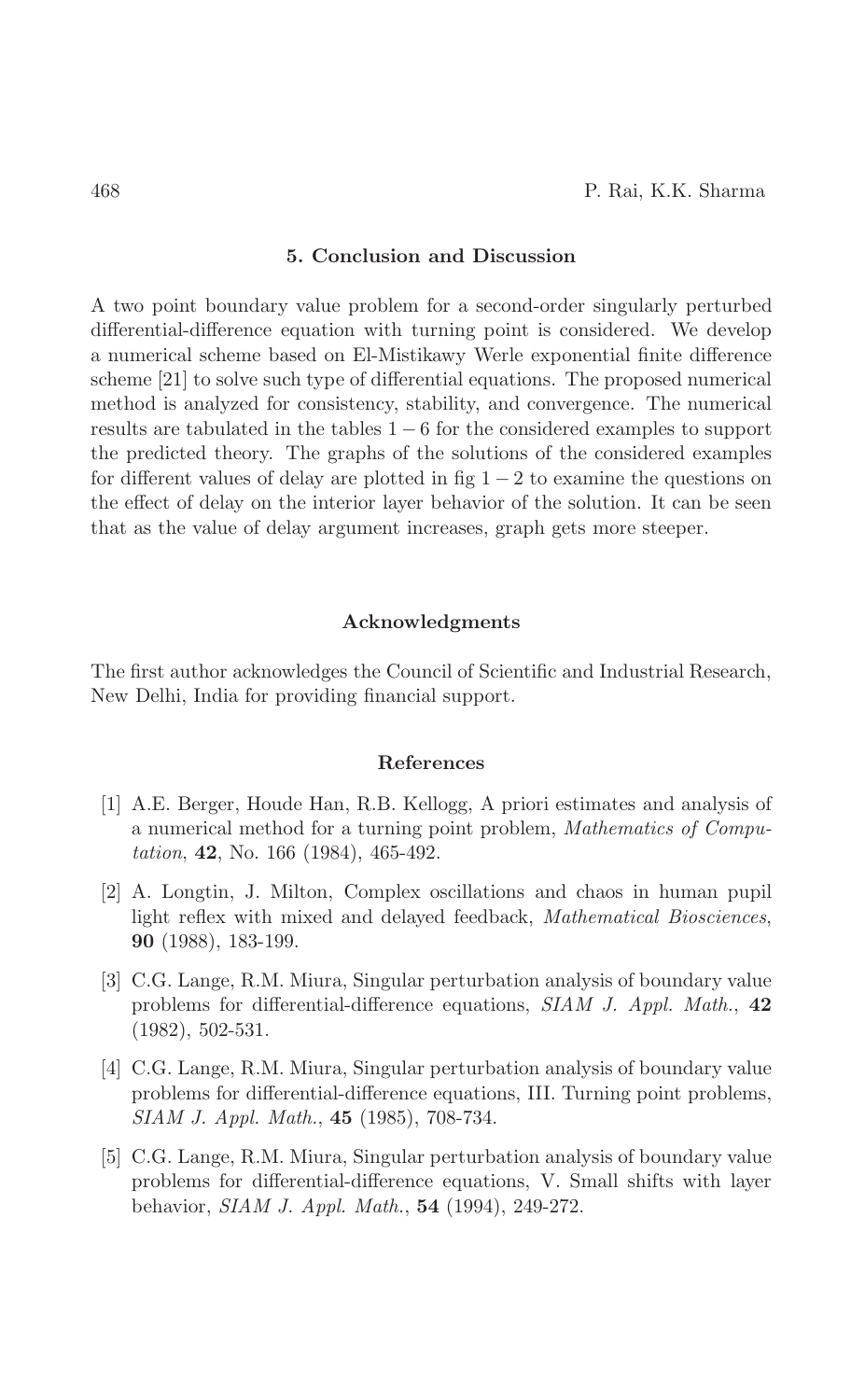## 5. Conclusion and Discussion

A two point boundary value problem for a second-order singularly perturbed differential-difference equation with turning point is considered. We develop a numerical scheme based on El-Mistikawy Werle exponential finite difference scheme [21] to solve such type of differential equations. The proposed numerical method is analyzed for consistency, stability, and convergence. The numerical results are tabulated in the tables $1-6$ for the considered examples to support the predicted theory. The graphs of the solutions of the considered examples for different values of delay are plotted in fig $1-2$ to examine the questions on the effect of delay on the interior layer behavior of the solution. It can be seen that as the value of delay argument increases, graph gets more steeper.

## Acknowledgments

The first author acknowledges the Council of Scientific and Industrial Research, New Delhi, India for providing financial support.

## References

[1] A.E. Berger, Houde Han, R.B. Kellogg, A priori estimates and analysis of a numerical method for a turning point problem, *Mathematics of Computation*, **42**, No. 166 (1984), 465-492.

[2] A. Longtin, J. Milton, Complex oscillations and chaos in human pupil light reflex with mixed and delayed feedback, *Mathematical Biosciences*, **90** (1988), 183-199.

[3] C.G. Lange, R.M. Miura, Singular perturbation analysis of boundary value problems for differential-difference equations, *SIAM J. Appl. Math.*, **42** (1982), 502-531.

[4] C.G. Lange, R.M. Miura, Singular perturbation analysis of boundary value problems for differential-difference equations, III. Turning point problems, *SIAM J. Appl. Math.*, **45** (1985), 708-734.

[5] C.G. Lange, R.M. Miura, Singular perturbation analysis of boundary value problems for differential-difference equations, V. Small shifts with layer behavior, *SIAM J. Appl. Math.*, **54** (1994), 249-272.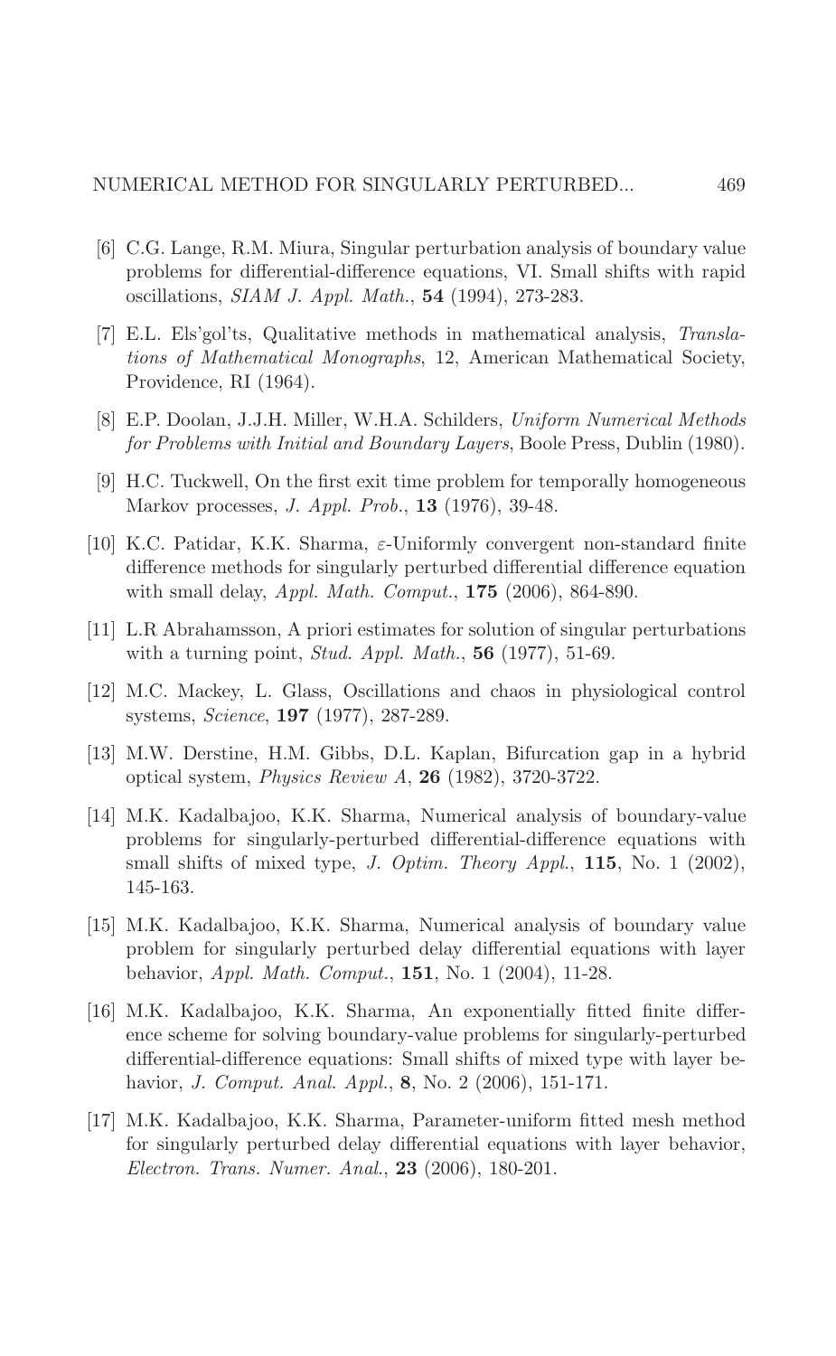[6] C.G. Lange, R.M. Miura, Singular perturbation analysis of boundary value problems for differential-difference equations, VI. Small shifts with rapid oscillations, *SIAM J. Appl. Math.*, **54** (1994), 273-283.

[7] E.L. Els'gol'ts, Qualitative methods in mathematical analysis, *Translations of Mathematical Monographs*, 12, American Mathematical Society, Providence, RI (1964).

[8] E.P. Doolan, J.J.H. Miller, W.H.A. Schilders, *Uniform Numerical Methods for Problems with Initial and Boundary Layers*, Boole Press, Dublin (1980).

[9] H.C. Tuckwell, On the first exit time problem for temporally homogeneous Markov processes, *J. Appl. Prob.*, **13** (1976), 39-48.

[10] K.C. Patidar, K.K. Sharma, $\varepsilon$-Uniformly convergent non-standard finite difference methods for singularly perturbed differential difference equation with small delay, *Appl. Math. Comput.*, **175** (2006), 864-890.

[11] L.R Abrahamsson, A priori estimates for solution of singular perturbations with a turning point, *Stud. Appl. Math.*, **56** (1977), 51-69.

[12] M.C. Mackey, L. Glass, Oscillations and chaos in physiological control systems, *Science*, **197** (1977), 287-289.

[13] M.W. Derstine, H.M. Gibbs, D.L. Kaplan, Bifurcation gap in a hybrid optical system, *Physics Review A*, **26** (1982), 3720-3722.

[14] M.K. Kadalbajoo, K.K. Sharma, Numerical analysis of boundary-value problems for singularly-perturbed differential-difference equations with small shifts of mixed type, *J. Optim. Theory Appl.*, **115**, No. 1 (2002), 145-163.

[15] M.K. Kadalbajoo, K.K. Sharma, Numerical analysis of boundary value problem for singularly perturbed delay differential equations with layer behavior, *Appl. Math. Comput.*, **151**, No. 1 (2004), 11-28.

[16] M.K. Kadalbajoo, K.K. Sharma, An exponentially fitted finite difference scheme for solving boundary-value problems for singularly-perturbed differential-difference equations: Small shifts of mixed type with layer behavior, *J. Comput. Anal. Appl.*, **8**, No. 2 (2006), 151-171.

[17] M.K. Kadalbajoo, K.K. Sharma, Parameter-uniform fitted mesh method for singularly perturbed delay differential equations with layer behavior, *Electron. Trans. Numer. Anal.*, **23** (2006), 180-201.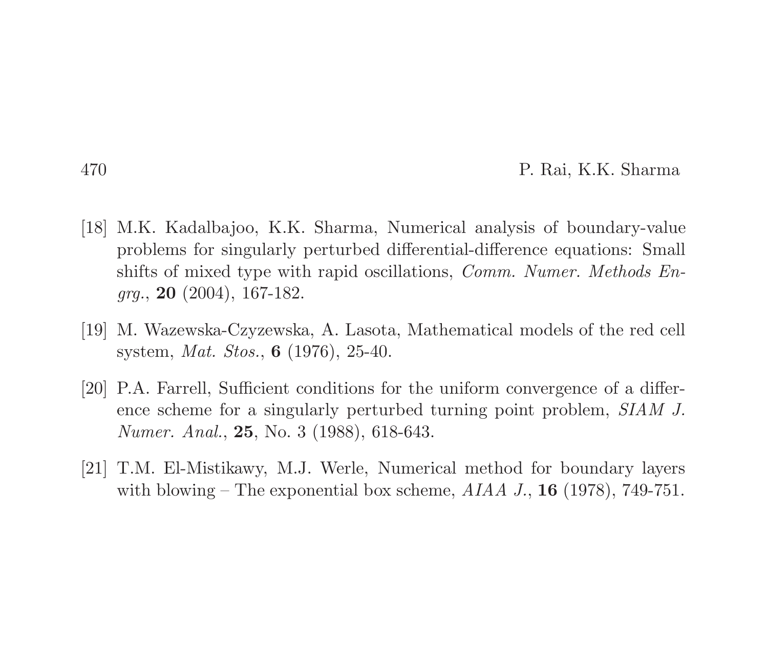[18] M.K. Kadalbajoo, K.K. Sharma, Numerical analysis of boundary-value problems for singularly perturbed differential-difference equations: Small shifts of mixed type with rapid oscillations, *Comm. Numer. Methods Engrg.*, **20** (2004), 167-182.

[19] M. Wazewska-Czyzewska, A. Lasota, Mathematical models of the red cell system, *Mat. Stos.*, **6** (1976), 25-40.

[20] P.A. Farrell, Sufficient conditions for the uniform convergence of a difference scheme for a singularly perturbed turning point problem, *SIAM J. Numer. Anal.*, **25**, No. 3 (1988), 618-643.

[21] T.M. El-Mistikawy, M.J. Werle, Numerical method for boundary layers with blowing – The exponential box scheme, *AIAA J.*, **16** (1978), 749-751.